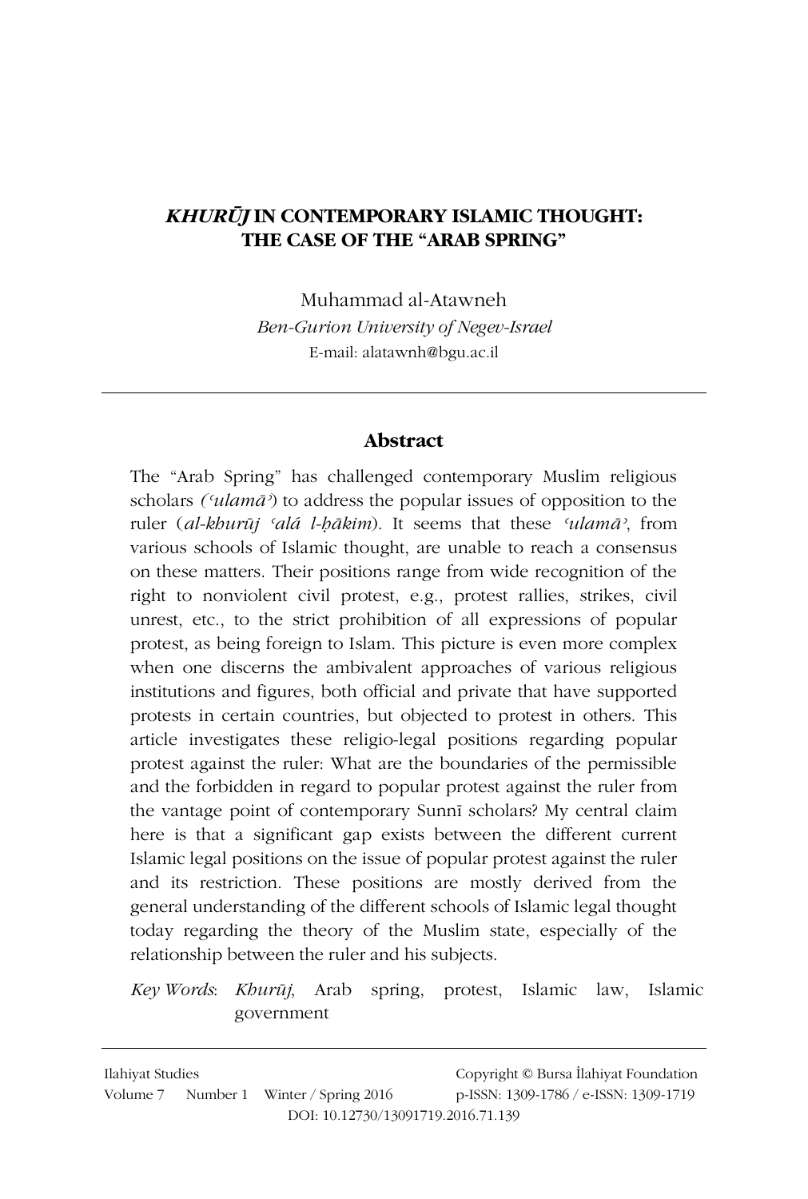# *KHURŪJ* IN CONTEMPORARY ISLAMIC THOUGHT: THE CASE OF THE "ARAB SPRING"

Muhammad al-Atawneh

*Ben-Gurion University of Negev-Israel*

E-mail: alatawnh@bgu.ac.il

## Abstract

The "Arab Spring" has challenged contemporary Muslim religious scholars *(ʿulamāʾ)* to address the popular issues of opposition to the ruler (*al-khurūj ʿalá l-ḥākim*). It seems that these *ʿulamāʾ*, from various schools of Islamic thought, are unable to reach a consensus on these matters. Their positions range from wide recognition of the right to nonviolent civil protest, e.g., protest rallies, strikes, civil unrest, etc., to the strict prohibition of all expressions of popular protest, as being foreign to Islam. This picture is even more complex when one discerns the ambivalent approaches of various religious institutions and figures, both official and private that have supported protests in certain countries, but objected to protest in others. This article investigates these religio-legal positions regarding popular protest against the ruler: What are the boundaries of the permissible and the forbidden in regard to popular protest against the ruler from the vantage point of contemporary Sunnī scholars? My central claim here is that a significant gap exists between the different current Islamic legal positions on the issue of popular protest against the ruler and its restriction. These positions are mostly derived from the general understanding of the different schools of Islamic legal thought today regarding the theory of the Muslim state, especially of the relationship between the ruler and his subjects.

*Key Words*: *Khurūj*, Arab spring, protest, Islamic law, Islamic government

Ilahiyat Studies
Volume 7 Number 1 Winter / Spring 2016
Copyright © Bursa İlahiyat Foundation
p-ISSN: 1309-1786 / e-ISSN: 1309-1719
DOI: 10.12730/13091719.2016.71.139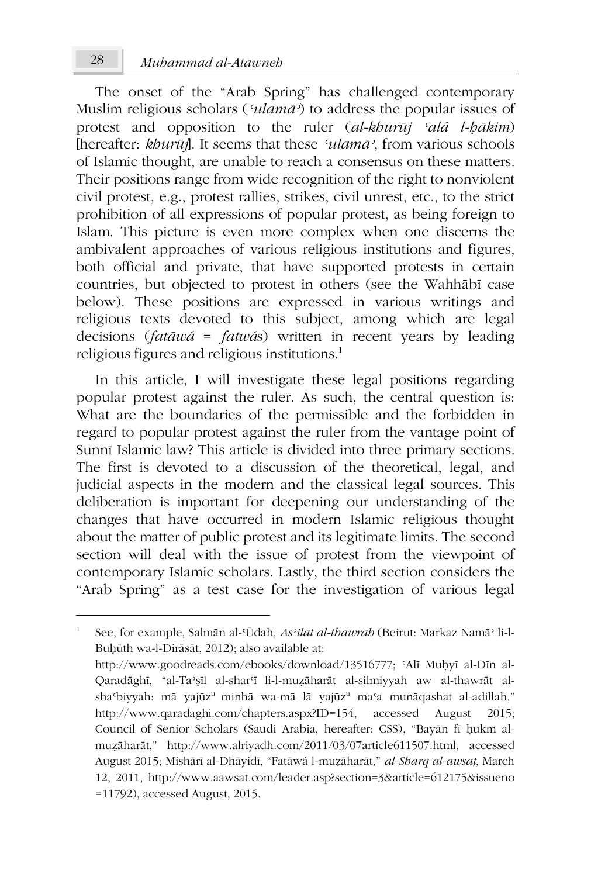The onset of the "Arab Spring" has challenged contemporary Muslim religious scholars (*ʿulamāʾ*) to address the popular issues of protest and opposition to the ruler (*al-khurūj ʿalá l-ḥākim*) [hereafter: *khurūj*]. It seems that these *ʿulamāʾ*, from various schools of Islamic thought, are unable to reach a consensus on these matters. Their positions range from wide recognition of the right to nonviolent civil protest, e.g., protest rallies, strikes, civil unrest, etc., to the strict prohibition of all expressions of popular protest, as being foreign to Islam. This picture is even more complex when one discerns the ambivalent approaches of various religious institutions and figures, both official and private, that have supported protests in certain countries, but objected to protest in others (see the Wahhābī case below). These positions are expressed in various writings and religious texts devoted to this subject, among which are legal decisions (*fatāwá* = *fatwá*s) written in recent years by leading religious figures and religious institutions.[1]

In this article, I will investigate these legal positions regarding popular protest against the ruler. As such, the central question is: What are the boundaries of the permissible and the forbidden in regard to popular protest against the ruler from the vantage point of Sunnī Islamic law? This article is divided into three primary sections. The first is devoted to a discussion of the theoretical, legal, and judicial aspects in the modern and the classical legal sources. This deliberation is important for deepening our understanding of the changes that have occurred in modern Islamic religious thought about the matter of public protest and its legitimate limits. The second section will deal with the issue of protest from the viewpoint of contemporary Islamic scholars. Lastly, the third section considers the "Arab Spring" as a test case for the investigation of various legal

---

[1] See, for example, Salmān al-ʿŪdah, *Asʾilat al-thawrah* (Beirut: Markaz Namāʾ li-l-Buḥūth wa-l-Dirāsāt, 2012); also available at: http://www.goodreads.com/ebooks/download/13516777; ʿAlī Muḥyī al-Dīn al-Qaradāghī, "al-Taʾṣīl al-sharʿī li-l-muẓāharāt al-silmiyyah aw al-thawrāt al-shaʿbiyyah: mā yajūz[u] minhā wa-mā lā yajūz[u] maʿa munāqashat al-adillah," http://www.qaradaghi.com/chapters.aspx?ID=154, accessed August 2015; Council of Senior Scholars (Saudi Arabia, hereafter: CSS), "Bayān fī ḥukm al-muẓāharāt," http://www.alriyadh.com/2011/03/07article611507.html, accessed August 2015; Mishārī al-Dhāyidī, "Fatāwá l-muẓāharāt," *al-Sharq al-awsaṭ*, March 12, 2011, http://www.aawsat.com/leader.asp?section=3&article=612175&issueno=11792), accessed August, 2015.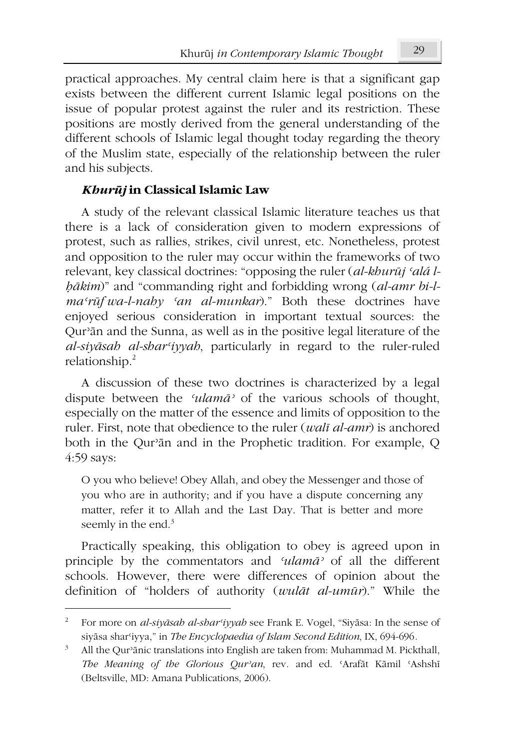practical approaches. My central claim here is that a significant gap exists between the different current Islamic legal positions on the issue of popular protest against the ruler and its restriction. These positions are mostly derived from the general understanding of the different schools of Islamic legal thought today regarding the theory of the Muslim state, especially of the relationship between the ruler and his subjects.

### *Khurūj* in Classical Islamic Law

A study of the relevant classical Islamic literature teaches us that there is a lack of consideration given to modern expressions of protest, such as rallies, strikes, civil unrest, etc. Nonetheless, protest and opposition to the ruler may occur within the frameworks of two relevant, key classical doctrines: "opposing the ruler (*al-khurūj ʿalá l-ḥākim*)" and "commanding right and forbidding wrong (*al-amr bi-l-maʿrūf wa-l-nahy ʿan al-munkar*)." Both these doctrines have enjoyed serious consideration in important textual sources: the Qurʾān and the Sunna, as well as in the positive legal literature of the *al-siyāsah al-sharʿiyyah*, particularly in regard to the ruler-ruled relationship.[2]

A discussion of these two doctrines is characterized by a legal dispute between the *ʿulamāʾ* of the various schools of thought, especially on the matter of the essence and limits of opposition to the ruler. First, note that obedience to the ruler (*walī al-amr*) is anchored both in the Qurʾān and in the Prophetic tradition. For example, Q 4:59 says:

> O you who believe! Obey Allah, and obey the Messenger and those of you who are in authority; and if you have a dispute concerning any matter, refer it to Allah and the Last Day. That is better and more seemly in the end.[3]

Practically speaking, this obligation to obey is agreed upon in principle by the commentators and *ʿulamāʾ* of all the different schools. However, there were differences of opinion about the definition of "holders of authority (*wulāt al-umūr*)." While the

---

[2] For more on *al-siyāsah al-sharʿiyyah* see Frank E. Vogel, "Siyāsa: In the sense of siyāsa sharʿiyya," in *The Encyclopaedia of Islam Second Edition*, IX, 694-696.

[3] All the Qurʾānic translations into English are taken from: Muhammad M. Pickthall, *The Meaning of the Glorious Qur'an*, rev. and ed. ʿArafāt Kāmil ʿAshshī (Beltsville, MD: Amana Publications, 2006).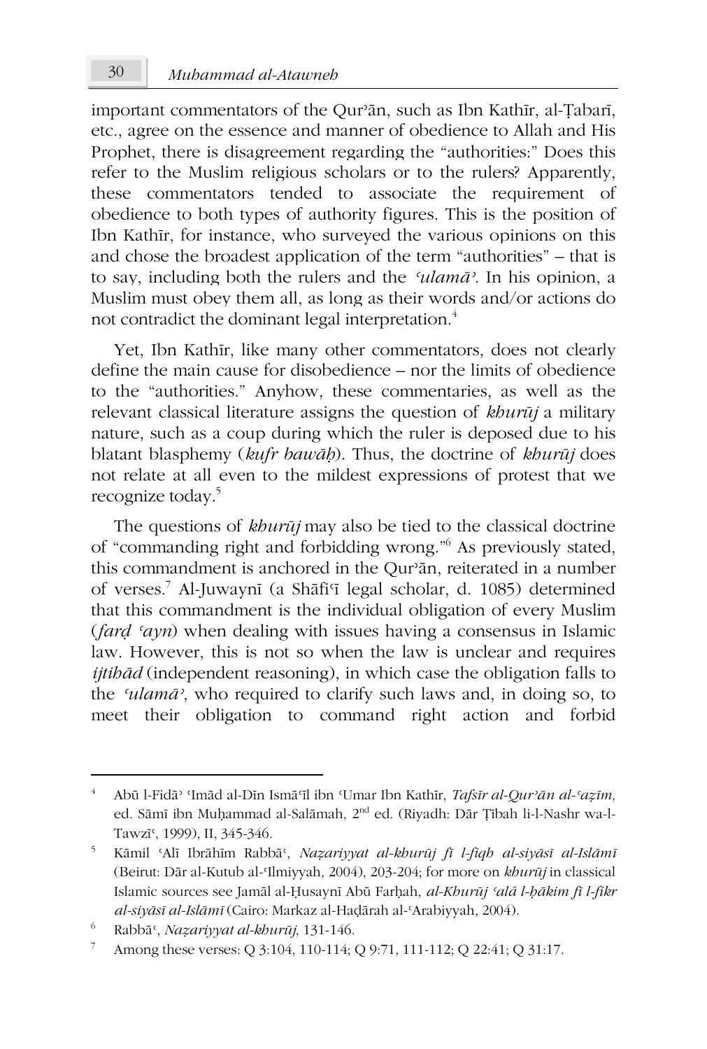important commentators of the Qurʾān, such as Ibn Kathīr, al-Ṭabarī, etc., agree on the essence and manner of obedience to Allah and His Prophet, there is disagreement regarding the "authorities:" Does this refer to the Muslim religious scholars or to the rulers? Apparently, these commentators tended to associate the requirement of obedience to both types of authority figures. This is the position of Ibn Kathīr, for instance, who surveyed the various opinions on this and chose the broadest application of the term "authorities" – that is to say, including both the rulers and the *ʿulamāʾ*. In his opinion, a Muslim must obey them all, as long as their words and/or actions do not contradict the dominant legal interpretation.[4]

Yet, Ibn Kathīr, like many other commentators, does not clearly define the main cause for disobedience – nor the limits of obedience to the "authorities." Anyhow, these commentaries, as well as the relevant classical literature assigns the question of *khurūj* a military nature, such as a coup during which the ruler is deposed due to his blatant blasphemy (*kufr bawāḥ*). Thus, the doctrine of *khurūj* does not relate at all even to the mildest expressions of protest that we recognize today.[5]

The questions of *khurūj* may also be tied to the classical doctrine of "commanding right and forbidding wrong."[6] As previously stated, this commandment is anchored in the Qurʾān, reiterated in a number of verses.[7] Al-Juwaynī (a Shāfiʿī legal scholar, d. 1085) determined that this commandment is the individual obligation of every Muslim (*farḍ ʿayn*) when dealing with issues having a consensus in Islamic law. However, this is not so when the law is unclear and requires *ijtihād* (independent reasoning), in which case the obligation falls to the *ʿulamāʾ*, who required to clarify such laws and, in doing so, to meet their obligation to command right action and forbid

---

[4] Abū l-Fidāʾ ʿImād al-Dīn Ismāʿīl ibn ʿUmar Ibn Kathīr, *Tafsīr al-Qurʾān al-ʿaẓīm*, ed. Sāmī ibn Muḥammad al-Salāmah, 2nd ed. (Riyadh: Dār Ṭībah li-l-Nashr wa-l-Tawzīʿ, 1999), II, 345-346.

[5] Kāmil ʿAlī Ibrāhīm Rabbāʿ, *Naẓariyyat al-khurūj fī l-fiqh al-siyāsī al-Islāmī* (Beirut: Dār al-Kutub al-ʿIlmiyyah, 2004), 203-204; for more on *khurūj* in classical Islamic sources see Jamāl al-Ḥusaynī Abū Farḥah, *al-Khurūj ʿalá l-ḥākim fī l-fikr al-siyāsī al-Islāmī* (Cairo: Markaz al-Haḍārah al-ʿArabiyyah, 2004).

[6] Rabbāʿ, *Naẓariyyat al-khurūj*, 131-146.

[7] Among these verses: Q 3:104, 110-114; Q 9:71, 111-112; Q 22:41; Q 31:17.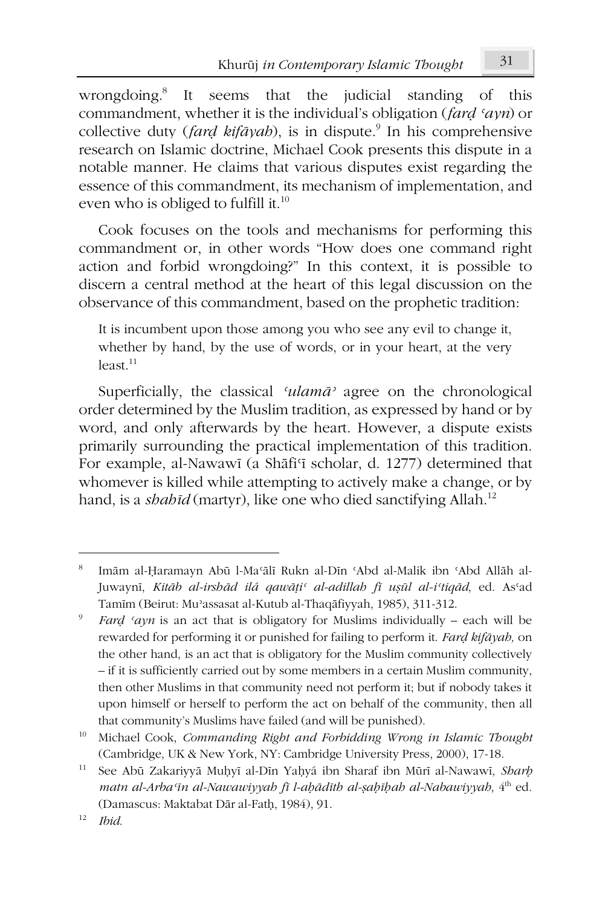wrongdoing.[8] It seems that the judicial standing of this commandment, whether it is the individual's obligation (*farḍ ʿayn*) or collective duty (*farḍ kifāyah*), is in dispute.[9] In his comprehensive research on Islamic doctrine, Michael Cook presents this dispute in a notable manner. He claims that various disputes exist regarding the essence of this commandment, its mechanism of implementation, and even who is obliged to fulfill it.[10]

Cook focuses on the tools and mechanisms for performing this commandment or, in other words "How does one command right action and forbid wrongdoing?" In this context, it is possible to discern a central method at the heart of this legal discussion on the observance of this commandment, based on the prophetic tradition:

> It is incumbent upon those among you who see any evil to change it, whether by hand, by the use of words, or in your heart, at the very least.[11]

Superficially, the classical *ʿulamāʾ* agree on the chronological order determined by the Muslim tradition, as expressed by hand or by word, and only afterwards by the heart. However, a dispute exists primarily surrounding the practical implementation of this tradition. For example, al-Nawawī (a Shāfiʿī scholar, d. 1277) determined that whomever is killed while attempting to actively make a change, or by hand, is a *shahīd* (martyr), like one who died sanctifying Allah.[12]

---

[8] Imām al-Ḥaramayn Abū l-Maʿālī Rukn al-Dīn ʿAbd al-Malik ibn ʿAbd Allāh al-Juwaynī, *Kitāb al-irshād ilá qawāṭiʿ al-adillah fī uṣūl al-iʿtiqād*, ed. Asʿad Tamīm (Beirut: Muʾassasat al-Kutub al-Thaqāfiyyah, 1985), 311-312.

[9] *Farḍ ʿayn* is an act that is obligatory for Muslims individually – each will be rewarded for performing it or punished for failing to perform it. *Farḍ kifāyah,* on the other hand, is an act that is obligatory for the Muslim community collectively – if it is sufficiently carried out by some members in a certain Muslim community, then other Muslims in that community need not perform it; but if nobody takes it upon himself or herself to perform the act on behalf of the community, then all that community's Muslims have failed (and will be punished).

[10] Michael Cook, *Commanding Right and Forbidding Wrong in Islamic Thought* (Cambridge, UK & New York, NY: Cambridge University Press, 2000), 17-18.

[11] See Abū Zakariyyā Muḥyī al-Dīn Yaḥyá ibn Sharaf ibn Mūrī al-Nawawī, *Sharḥ matn al-Arbaʿīn al-Nawawiyyah fī l-aḥādīth al-ṣaḥīḥah al-Nabawiyyah*, 4th ed. (Damascus: Maktabat Dār al-Fatḥ, 1984), 91.

[12] *Ibid.*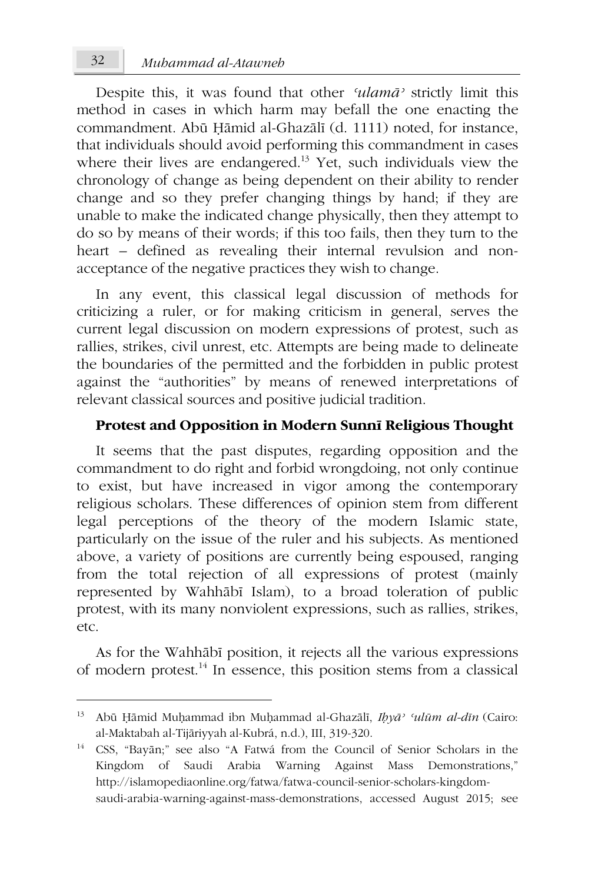Despite this, it was found that other *ʿulamāʾ* strictly limit this method in cases in which harm may befall the one enacting the commandment. Abū Ḥāmid al-Ghazālī (d. 1111) noted, for instance, that individuals should avoid performing this commandment in cases where their lives are endangered.[13] Yet, such individuals view the chronology of change as being dependent on their ability to render change and so they prefer changing things by hand; if they are unable to make the indicated change physically, then they attempt to do so by means of their words; if this too fails, then they turn to the heart – defined as revealing their internal revulsion and non-acceptance of the negative practices they wish to change.

In any event, this classical legal discussion of methods for criticizing a ruler, or for making criticism in general, serves the current legal discussion on modern expressions of protest, such as rallies, strikes, civil unrest, etc. Attempts are being made to delineate the boundaries of the permitted and the forbidden in public protest against the "authorities" by means of renewed interpretations of relevant classical sources and positive judicial tradition.

## Protest and Opposition in Modern Sunnī Religious Thought

It seems that the past disputes, regarding opposition and the commandment to do right and forbid wrongdoing, not only continue to exist, but have increased in vigor among the contemporary religious scholars. These differences of opinion stem from different legal perceptions of the theory of the modern Islamic state, particularly on the issue of the ruler and his subjects. As mentioned above, a variety of positions are currently being espoused, ranging from the total rejection of all expressions of protest (mainly represented by Wahhābī Islam), to a broad toleration of public protest, with its many nonviolent expressions, such as rallies, strikes, etc.

As for the Wahhābī position, it rejects all the various expressions of modern protest.[14] In essence, this position stems from a classical

---

[13] Abū Ḥāmid Muḥammad ibn Muḥammad al-Ghazālī, *Iḥyāʾ ʿulūm al-dīn* (Cairo: al-Maktabah al-Tijāriyyah al-Kubrá, n.d.), III, 319-320.

[14] CSS, "Bayān;" see also "A Fatwá from the Council of Senior Scholars in the Kingdom of Saudi Arabia Warning Against Mass Demonstrations," http://islamopediaonline.org/fatwa/fatwa-council-senior-scholars-kingdom-saudi-arabia-warning-against-mass-demonstrations, accessed August 2015; see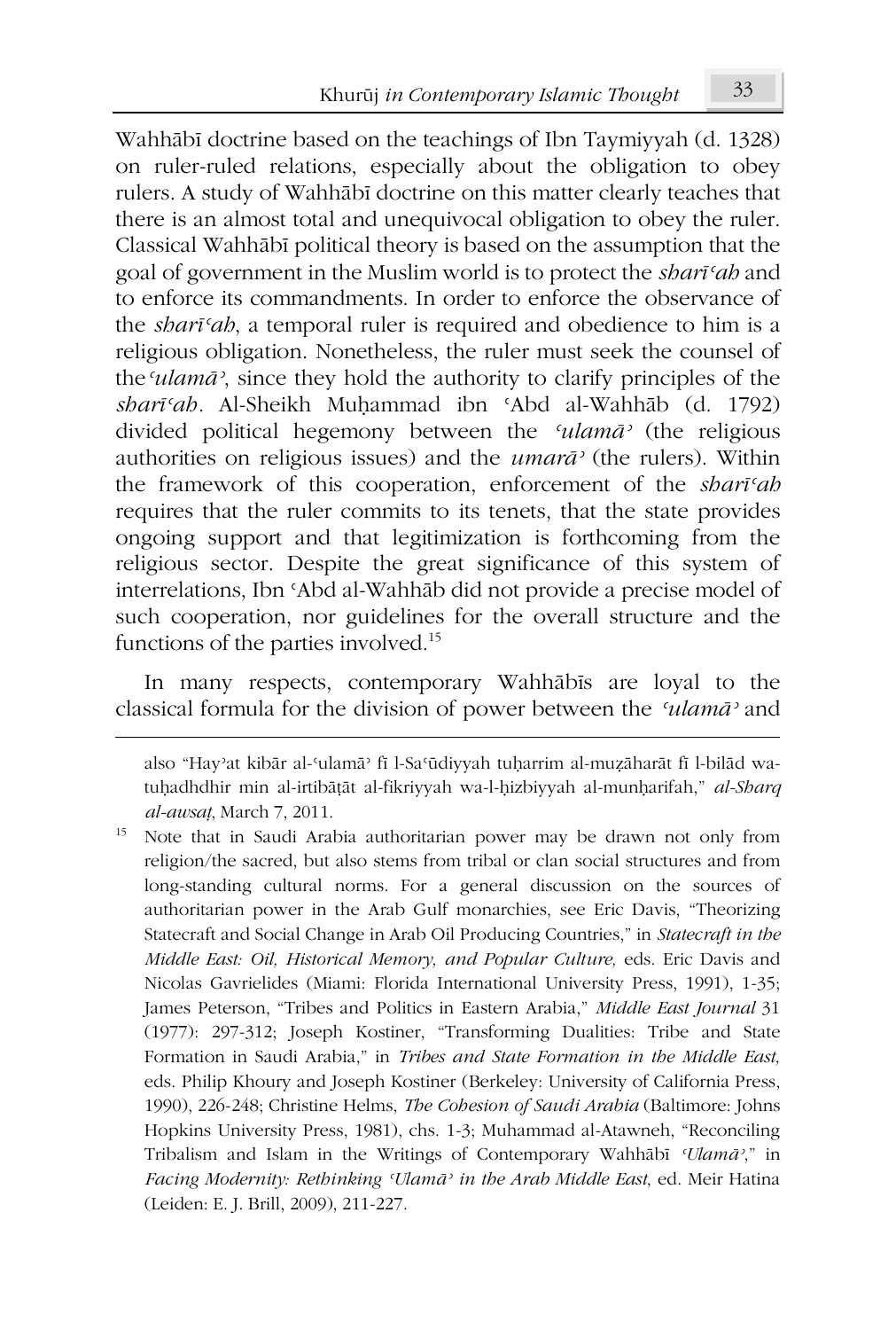Wahhābī doctrine based on the teachings of Ibn Taymiyyah (d. 1328) on ruler-ruled relations, especially about the obligation to obey rulers. A study of Wahhābī doctrine on this matter clearly teaches that there is an almost total and unequivocal obligation to obey the ruler. Classical Wahhābī political theory is based on the assumption that the goal of government in the Muslim world is to protect the *sharīʿah* and to enforce its commandments. In order to enforce the observance of the *sharīʿah*, a temporal ruler is required and obedience to him is a religious obligation. Nonetheless, the ruler must seek the counsel of the *ʿulamāʾ*, since they hold the authority to clarify principles of the *sharīʿah*. Al-Sheikh Muḥammad ibn ʿAbd al-Wahhāb (d. 1792) divided political hegemony between the *ʿulamāʾ* (the religious authorities on religious issues) and the *umarāʾ* (the rulers). Within the framework of this cooperation, enforcement of the *sharīʿah* requires that the ruler commits to its tenets, that the state provides ongoing support and that legitimization is forthcoming from the religious sector. Despite the great significance of this system of interrelations, Ibn ʿAbd al-Wahhāb did not provide a precise model of such cooperation, nor guidelines for the overall structure and the functions of the parties involved.[15]

In many respects, contemporary Wahhābīs are loyal to the classical formula for the division of power between the *ʿulamāʾ* and

---

also "Hayʾat kibār al-ʿulamāʾ fī l-Saʿūdiyyah tuḥarrim al-muẓāharāt fī l-bilād wa-tuḥadhdhir min al-irtibāṭāt al-fikriyyah wa-l-ḥizbiyyah al-munḥarifah," *al-Sharq al-awsaṭ*, March 7, 2011.

[15] Note that in Saudi Arabia authoritarian power may be drawn not only from religion/the sacred, but also stems from tribal or clan social structures and from long-standing cultural norms. For a general discussion on the sources of authoritarian power in the Arab Gulf monarchies, see Eric Davis, "Theorizing Statecraft and Social Change in Arab Oil Producing Countries," in *Statecraft in the Middle East: Oil, Historical Memory, and Popular Culture,* eds. Eric Davis and Nicolas Gavrielides (Miami: Florida International University Press, 1991), 1-35; James Peterson, "Tribes and Politics in Eastern Arabia," *Middle East Journal* 31 (1977): 297-312; Joseph Kostiner, "Transforming Dualities: Tribe and State Formation in Saudi Arabia," in *Tribes and State Formation in the Middle East,* eds. Philip Khoury and Joseph Kostiner (Berkeley: University of California Press, 1990), 226-248; Christine Helms, *The Cohesion of Saudi Arabia* (Baltimore: Johns Hopkins University Press, 1981), chs. 1-3; Muhammad al-Atawneh, "Reconciling Tribalism and Islam in the Writings of Contemporary Wahhābī *ʿUlamāʾ*," in *Facing Modernity: Rethinking ʿUlamāʾ in the Arab Middle East*, ed. Meir Hatina (Leiden: E. J. Brill, 2009), 211-227.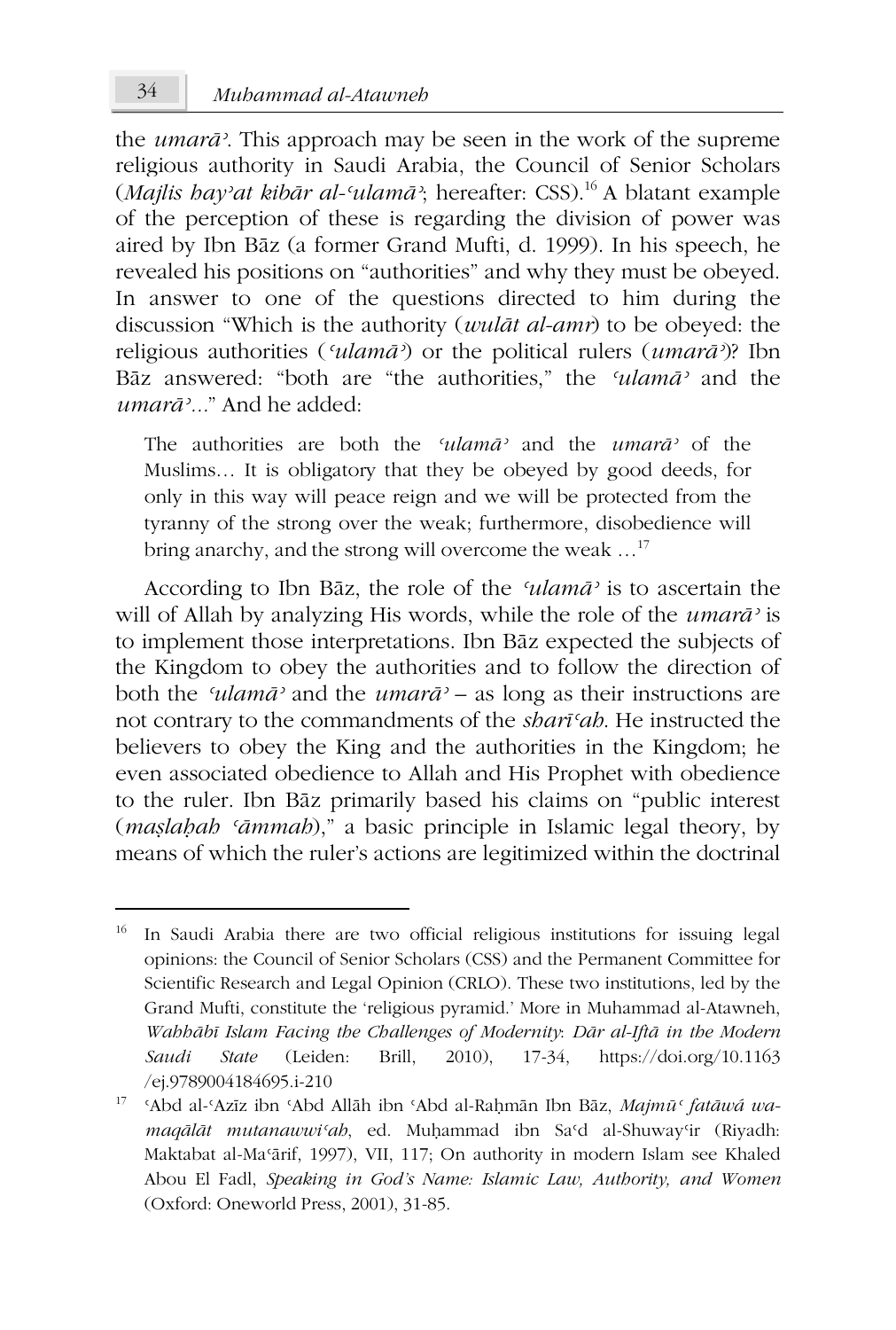the *umarāʾ*. This approach may be seen in the work of the supreme religious authority in Saudi Arabia, the Council of Senior Scholars (*Majlis hayʾat kibār al-ʿulamāʾ*; hereafter: CSS).[16] A blatant example of the perception of these is regarding the division of power was aired by Ibn Bāz (a former Grand Mufti, d. 1999). In his speech, he revealed his positions on "authorities" and why they must be obeyed. In answer to one of the questions directed to him during the discussion "Which is the authority (*wulāt al-amr*) to be obeyed: the religious authorities (*ʿulamāʾ*) or the political rulers (*umarāʾ*)? Ibn Bāz answered: "both are "the authorities," the *ʿulamāʾ* and the *umarāʾ*..." And he added:

> The authorities are both the *ʿulamāʾ* and the *umarāʾ* of the Muslims… It is obligatory that they be obeyed by good deeds, for only in this way will peace reign and we will be protected from the tyranny of the strong over the weak; furthermore, disobedience will bring anarchy, and the strong will overcome the weak …[17]

According to Ibn Bāz, the role of the *ʿulamāʾ* is to ascertain the will of Allah by analyzing His words, while the role of the *umarāʾ* is to implement those interpretations. Ibn Bāz expected the subjects of the Kingdom to obey the authorities and to follow the direction of both the *ʿulamāʾ* and the *umarāʾ* – as long as their instructions are not contrary to the commandments of the *sharīʿah*. He instructed the believers to obey the King and the authorities in the Kingdom; he even associated obedience to Allah and His Prophet with obedience to the ruler. Ibn Bāz primarily based his claims on "public interest (*maṣlaḥah ʿāmmah*)," a basic principle in Islamic legal theory, by means of which the ruler's actions are legitimized within the doctrinal

---

[16] In Saudi Arabia there are two official religious institutions for issuing legal opinions: the Council of Senior Scholars (CSS) and the Permanent Committee for Scientific Research and Legal Opinion (CRLO). These two institutions, led by the Grand Mufti, constitute the 'religious pyramid.' More in Muhammad al-Atawneh, *Wahhābī Islam Facing the Challenges of Modernity*: *Dār al-Iftā in the Modern Saudi State* (Leiden: Brill, 2010), 17-34, https://doi.org/10.1163/ej.9789004184695.i-210

[17] ʿAbd al-ʿAzīz ibn ʿAbd Allāh ibn ʿAbd al-Raḥmān Ibn Bāz, *Majmūʿ fatāwá wa-maqālāt mutanawwiʿah*, ed. Muḥammad ibn Saʿd al-Shuwayʿir (Riyadh: Maktabat al-Maʿārif, 1997), VII, 117; On authority in modern Islam see Khaled Abou El Fadl, *Speaking in God's Name: Islamic Law, Authority, and Women* (Oxford: Oneworld Press, 2001), 31-85.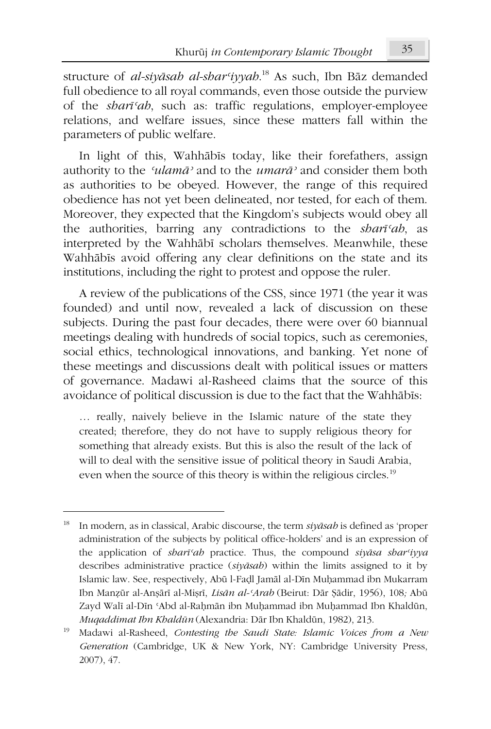structure of *al-siyāsah al-sharʿiyyah*.[18] As such, Ibn Bāz demanded full obedience to all royal commands, even those outside the purview of the *sharīʿah*, such as: traffic regulations, employer-employee relations, and welfare issues, since these matters fall within the parameters of public welfare.

In light of this, Wahhābīs today, like their forefathers, assign authority to the *ʿulamāʾ* and to the *umarāʾ* and consider them both as authorities to be obeyed. However, the range of this required obedience has not yet been delineated, nor tested, for each of them. Moreover, they expected that the Kingdom's subjects would obey all the authorities, barring any contradictions to the *sharīʿah*, as interpreted by the Wahhābī scholars themselves. Meanwhile, these Wahhābīs avoid offering any clear definitions on the state and its institutions, including the right to protest and oppose the ruler.

A review of the publications of the CSS, since 1971 (the year it was founded) and until now, revealed a lack of discussion on these subjects. During the past four decades, there were over 60 biannual meetings dealing with hundreds of social topics, such as ceremonies, social ethics, technological innovations, and banking. Yet none of these meetings and discussions dealt with political issues or matters of governance. Madawi al-Rasheed claims that the source of this avoidance of political discussion is due to the fact that the Wahhābīs:

> … really, naively believe in the Islamic nature of the state they created; therefore, they do not have to supply religious theory for something that already exists. But this is also the result of the lack of will to deal with the sensitive issue of political theory in Saudi Arabia, even when the source of this theory is within the religious circles.[19]

---

[18] In modern, as in classical, Arabic discourse, the term *siyāsah* is defined as 'proper administration of the subjects by political office-holders' and is an expression of the application of *sharīʿah* practice. Thus, the compound *siyāsa sharʿiyya* describes administrative practice (*siyāsah*) within the limits assigned to it by Islamic law. See, respectively, Abū l-Faḍl Jamāl al-Dīn Muḥammad ibn Mukarram Ibn Manẓūr al-Anṣārī al-Miṣrī, *Lisān al-ʿArab* (Beirut: Dār Ṣādir, 1956), 108; Abū Zayd Walī al-Dīn ʿAbd al-Raḥmān ibn Muḥammad ibn Muḥammad Ibn Khaldūn, *Muqaddimat Ibn Khaldūn* (Alexandria: Dār Ibn Khaldūn, 1982), 213.

[19] Madawi al-Rasheed, *Contesting the Saudi State: Islamic Voices from a New Generation* (Cambridge, UK & New York, NY: Cambridge University Press, 2007), 47.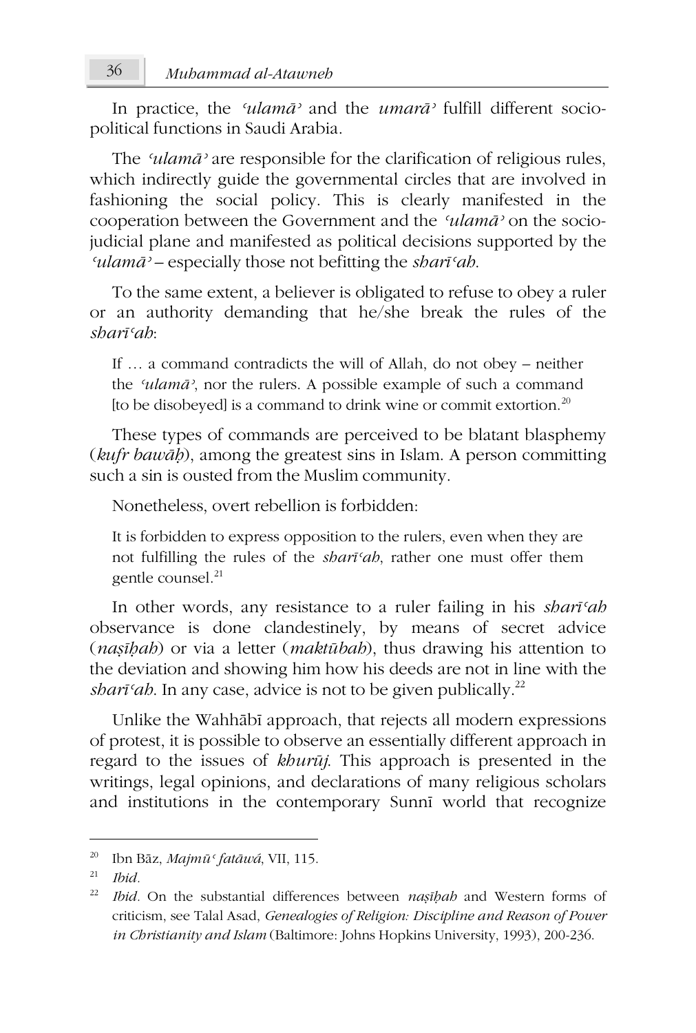In practice, the *ʿulamāʾ* and the *umarāʾ* fulfill different socio-political functions in Saudi Arabia.

The *ʿulamāʾ* are responsible for the clarification of religious rules, which indirectly guide the governmental circles that are involved in fashioning the social policy. This is clearly manifested in the cooperation between the Government and the *ʿulamāʾ* on the socio-judicial plane and manifested as political decisions supported by the *ʿulamāʾ* – especially those not befitting the *sharīʿah*.

To the same extent, a believer is obligated to refuse to obey a ruler or an authority demanding that he/she break the rules of the *sharīʿah*:

> If … a command contradicts the will of Allah, do not obey – neither the *ʿulamāʾ*, nor the rulers. A possible example of such a command [to be disobeyed] is a command to drink wine or commit extortion.[20]

These types of commands are perceived to be blatant blasphemy (*kufr bawāḥ*), among the greatest sins in Islam. A person committing such a sin is ousted from the Muslim community.

Nonetheless, overt rebellion is forbidden:

> It is forbidden to express opposition to the rulers, even when they are not fulfilling the rules of the *sharīʿah*, rather one must offer them gentle counsel.[21]

In other words, any resistance to a ruler failing in his *sharīʿah* observance is done clandestinely, by means of secret advice (*naṣīḥah*) or via a letter (*maktūbah*), thus drawing his attention to the deviation and showing him how his deeds are not in line with the *sharīʿah*. In any case, advice is not to be given publically.[22]

Unlike the Wahhābī approach, that rejects all modern expressions of protest, it is possible to observe an essentially different approach in regard to the issues of *khurūj*. This approach is presented in the writings, legal opinions, and declarations of many religious scholars and institutions in the contemporary Sunnī world that recognize

---

[20] Ibn Bāz, *Majmūʿ fatāwá*, VII, 115.

[21] *Ibid.*

[22] *Ibid.* On the substantial differences between *naṣīḥah* and Western forms of criticism, see Talal Asad, *Genealogies of Religion: Discipline and Reason of Power in Christianity and Islam* (Baltimore: Johns Hopkins University, 1993), 200-236.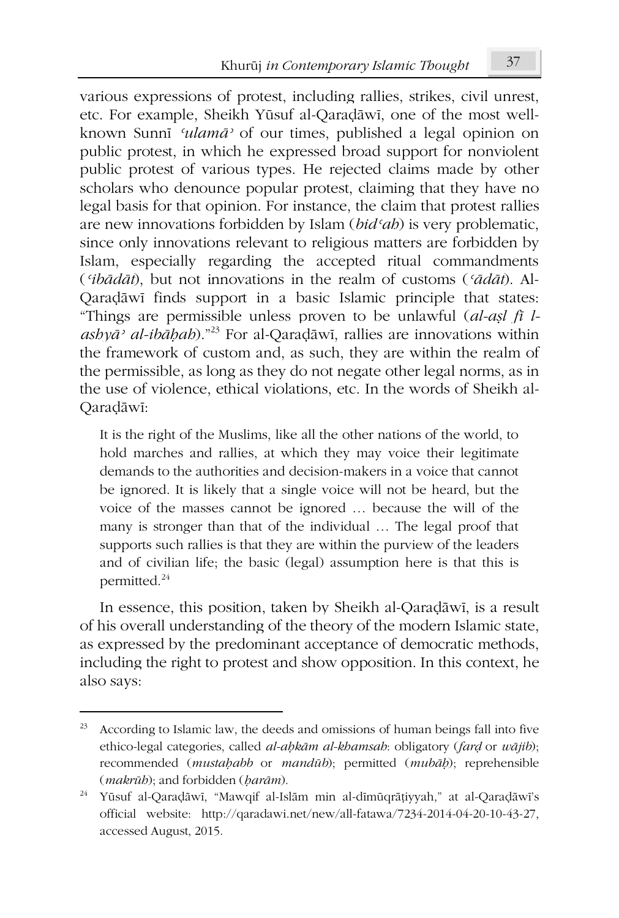various expressions of protest, including rallies, strikes, civil unrest, etc. For example, Sheikh Yūsuf al-Qaraḍāwī, one of the most well-known Sunnī *ʿulamāʾ* of our times, published a legal opinion on public protest, in which he expressed broad support for nonviolent public protest of various types. He rejected claims made by other scholars who denounce popular protest, claiming that they have no legal basis for that opinion. For instance, the claim that protest rallies are new innovations forbidden by Islam (*bidʿah*) is very problematic, since only innovations relevant to religious matters are forbidden by Islam, especially regarding the accepted ritual commandments (*ʿibādāt*), but not innovations in the realm of customs (*ʿādāt*). Al-Qaraḍāwī finds support in a basic Islamic principle that states: "Things are permissible unless proven to be unlawful (*al-aṣl fī l-ashyāʾ al-ibāḥah*)."[23] For al-Qaraḍāwī, rallies are innovations within the framework of custom and, as such, they are within the realm of the permissible, as long as they do not negate other legal norms, as in the use of violence, ethical violations, etc. In the words of Sheikh al-Qaraḍāwī:

> It is the right of the Muslims, like all the other nations of the world, to hold marches and rallies, at which they may voice their legitimate demands to the authorities and decision-makers in a voice that cannot be ignored. It is likely that a single voice will not be heard, but the voice of the masses cannot be ignored … because the will of the many is stronger than that of the individual … The legal proof that supports such rallies is that they are within the purview of the leaders and of civilian life; the basic (legal) assumption here is that this is permitted.[24]

In essence, this position, taken by Sheikh al-Qaraḍāwī, is a result of his overall understanding of the theory of the modern Islamic state, as expressed by the predominant acceptance of democratic methods, including the right to protest and show opposition. In this context, he also says:

---

[23] According to Islamic law, the deeds and omissions of human beings fall into five ethico-legal categories, called *al-aḥkām al-khamsah*: obligatory (*farḍ* or *wājib*); recommended (*mustaḥabb* or *mandūb*); permitted (*mubāḥ*); reprehensible (*makrūh*); and forbidden (*ḥarām*).

[24] Yūsuf al-Qaraḍāwī, "Mawqif al-Islām min al-dīmūqrāṭiyyah," at al-Qaraḍāwī's official website: http://qaradawi.net/new/all-fatawa/7234-2014-04-20-10-43-27, accessed August, 2015.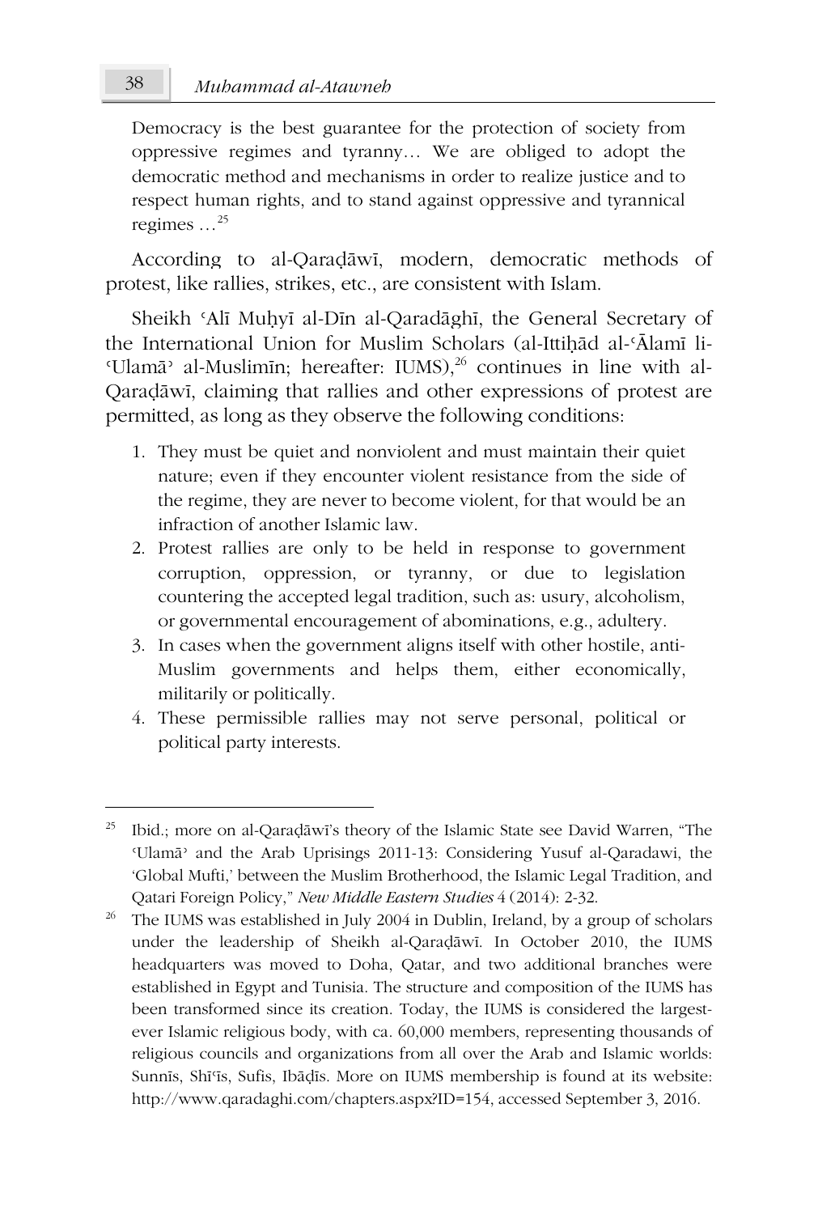> Democracy is the best guarantee for the protection of society from oppressive regimes and tyranny… We are obliged to adopt the democratic method and mechanisms in order to realize justice and to respect human rights, and to stand against oppressive and tyrannical regimes …[25]

According to al-Qaraḍāwī, modern, democratic methods of protest, like rallies, strikes, etc., are consistent with Islam.

Sheikh ʿAlī Muḥyī al-Dīn al-Qaradāghī, the General Secretary of the International Union for Muslim Scholars (al-Ittiḥād al-ʿĀlamī li-ʿUlamāʾ al-Muslimīn; hereafter: IUMS),[26] continues in line with al-Qaraḍāwī, claiming that rallies and other expressions of protest are permitted, as long as they observe the following conditions:

1. They must be quiet and nonviolent and must maintain their quiet nature; even if they encounter violent resistance from the side of the regime, they are never to become violent, for that would be an infraction of another Islamic law.
2. Protest rallies are only to be held in response to government corruption, oppression, or tyranny, or due to legislation countering the accepted legal tradition, such as: usury, alcoholism, or governmental encouragement of abominations, e.g., adultery.
3. In cases when the government aligns itself with other hostile, anti-Muslim governments and helps them, either economically, militarily or politically.
4. These permissible rallies may not serve personal, political or political party interests.

---

[25] Ibid.; more on al-Qaraḍāwī's theory of the Islamic State see David Warren, "The ʿUlamāʾ and the Arab Uprisings 2011-13: Considering Yusuf al-Qaradawi, the 'Global Mufti,' between the Muslim Brotherhood, the Islamic Legal Tradition, and Qatari Foreign Policy," *New Middle Eastern Studies* 4 (2014): 2-32.

[26] The IUMS was established in July 2004 in Dublin, Ireland, by a group of scholars under the leadership of Sheikh al-Qaraḍāwī. In October 2010, the IUMS headquarters was moved to Doha, Qatar, and two additional branches were established in Egypt and Tunisia. The structure and composition of the IUMS has been transformed since its creation. Today, the IUMS is considered the largest-ever Islamic religious body, with ca. 60,000 members, representing thousands of religious councils and organizations from all over the Arab and Islamic worlds: Sunnīs, Shīʿīs, Sufis, Ibāḍīs. More on IUMS membership is found at its website: http://www.qaradaghi.com/chapters.aspx?ID=154, accessed September 3, 2016.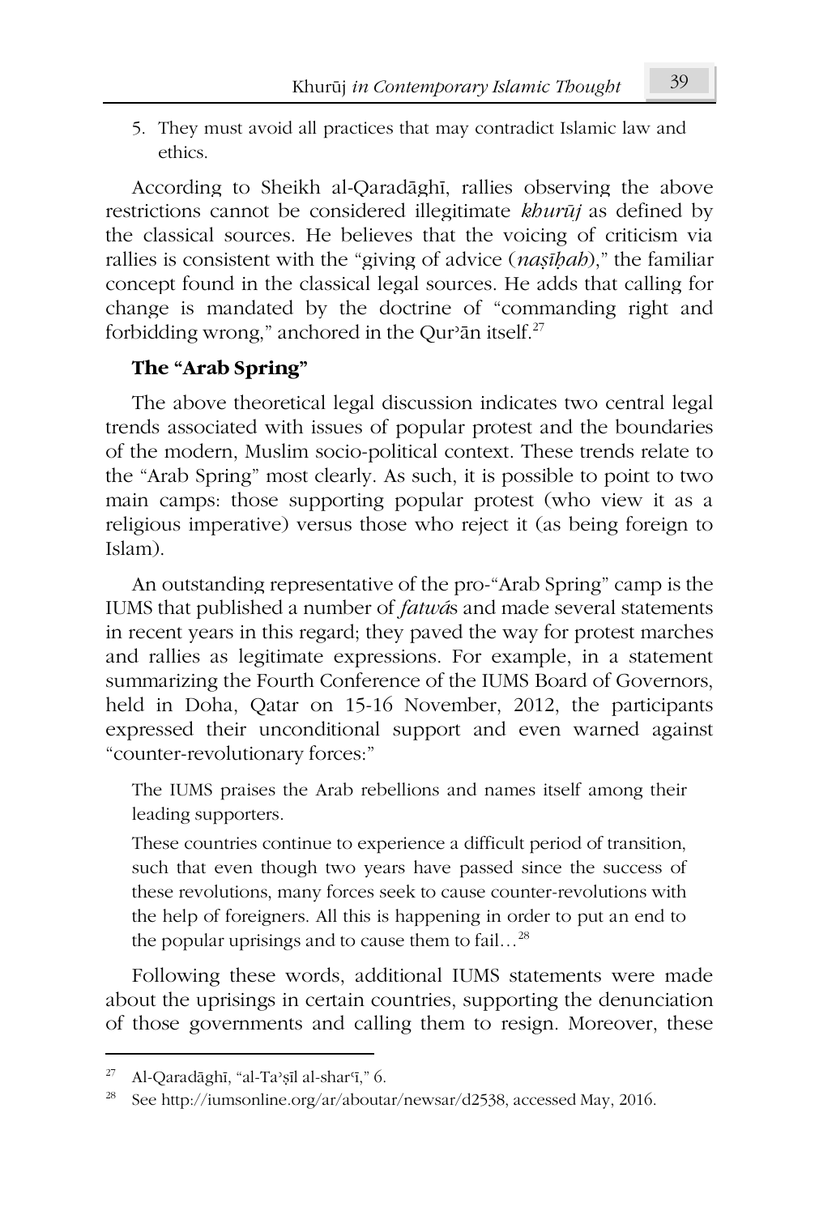5. They must avoid all practices that may contradict Islamic law and ethics.

According to Sheikh al-Qaradāghī, rallies observing the above restrictions cannot be considered illegitimate *khurūj* as defined by the classical sources. He believes that the voicing of criticism via rallies is consistent with the "giving of advice (*naṣīḥah*)," the familiar concept found in the classical legal sources. He adds that calling for change is mandated by the doctrine of "commanding right and forbidding wrong," anchored in the Qurʾān itself.[27]

### The "Arab Spring"

The above theoretical legal discussion indicates two central legal trends associated with issues of popular protest and the boundaries of the modern, Muslim socio-political context. These trends relate to the "Arab Spring" most clearly. As such, it is possible to point to two main camps: those supporting popular protest (who view it as a religious imperative) versus those who reject it (as being foreign to Islam).

An outstanding representative of the pro-"Arab Spring" camp is the IUMS that published a number of *fatwá*s and made several statements in recent years in this regard; they paved the way for protest marches and rallies as legitimate expressions. For example, in a statement summarizing the Fourth Conference of the IUMS Board of Governors, held in Doha, Qatar on 15-16 November, 2012, the participants expressed their unconditional support and even warned against "counter-revolutionary forces:"

> The IUMS praises the Arab rebellions and names itself among their leading supporters.
>
> These countries continue to experience a difficult period of transition, such that even though two years have passed since the success of these revolutions, many forces seek to cause counter-revolutions with the help of foreigners. All this is happening in order to put an end to the popular uprisings and to cause them to fail…[28]

Following these words, additional IUMS statements were made about the uprisings in certain countries, supporting the denunciation of those governments and calling them to resign. Moreover, these

---

[27] Al-Qaradāghī, "al-Taʾṣīl al-sharʿī," 6.

[28] See http://iumsonline.org/ar/aboutar/newsar/d2538, accessed May, 2016.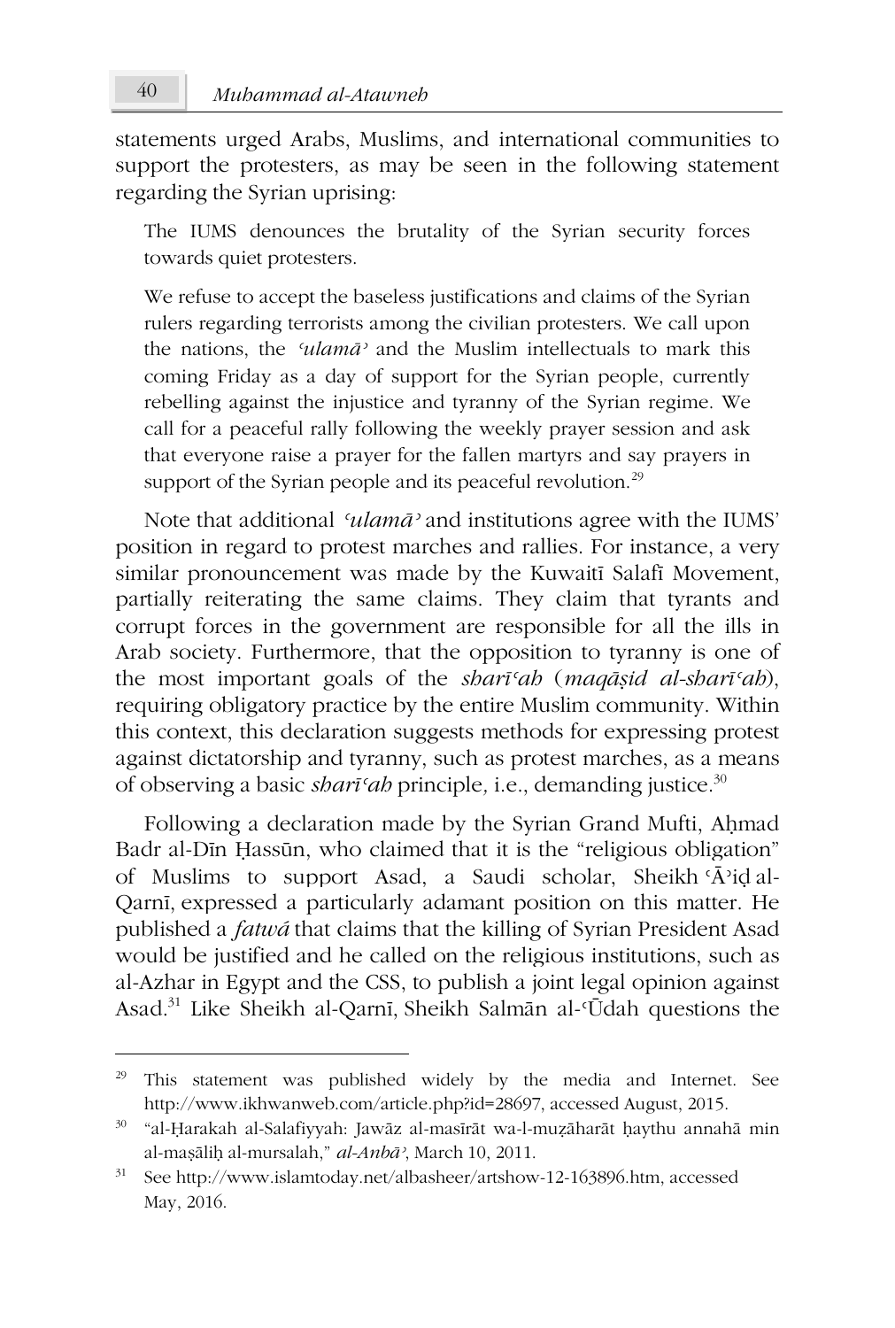statements urged Arabs, Muslims, and international communities to support the protesters, as may be seen in the following statement regarding the Syrian uprising:

> The IUMS denounces the brutality of the Syrian security forces towards quiet protesters.
>
> We refuse to accept the baseless justifications and claims of the Syrian rulers regarding terrorists among the civilian protesters. We call upon the nations, the *ʿulamāʾ* and the Muslim intellectuals to mark this coming Friday as a day of support for the Syrian people, currently rebelling against the injustice and tyranny of the Syrian regime. We call for a peaceful rally following the weekly prayer session and ask that everyone raise a prayer for the fallen martyrs and say prayers in support of the Syrian people and its peaceful revolution.[29]

Note that additional *ʿulamāʾ* and institutions agree with the IUMS' position in regard to protest marches and rallies. For instance, a very similar pronouncement was made by the Kuwaitī Salafī Movement, partially reiterating the same claims. They claim that tyrants and corrupt forces in the government are responsible for all the ills in Arab society. Furthermore, that the opposition to tyranny is one of the most important goals of the *sharīʿah* (*maqāṣid al-sharīʿah*), requiring obligatory practice by the entire Muslim community. Within this context, this declaration suggests methods for expressing protest against dictatorship and tyranny, such as protest marches, as a means of observing a basic *sharīʿah* principle, i.e., demanding justice.[30]

Following a declaration made by the Syrian Grand Mufti, Aḥmad Badr al-Dīn Ḥassūn, who claimed that it is the "religious obligation" of Muslims to support Asad, a Saudi scholar, Sheikh ʿĀʾiḍ al-Qarnī, expressed a particularly adamant position on this matter. He published a *fatwā* that claims that the killing of Syrian President Asad would be justified and he called on the religious institutions, such as al-Azhar in Egypt and the CSS, to publish a joint legal opinion against Asad.[31] Like Sheikh al-Qarnī, Sheikh Salmān al-ʿŪdah questions the

---

[29] This statement was published widely by the media and Internet. See http://www.ikhwanweb.com/article.php?id=28697, accessed August, 2015.

[30] "al-Ḥarakah al-Salafiyyah: Jawāz al-masīrāt wa-l-muẓāharāt ḥaythu annahā min al-maṣāliḥ al-mursalah," *al-Anbāʾ*, March 10, 2011.

[31] See http://www.islamtoday.net/albasheer/artshow-12-163896.htm, accessed May, 2016.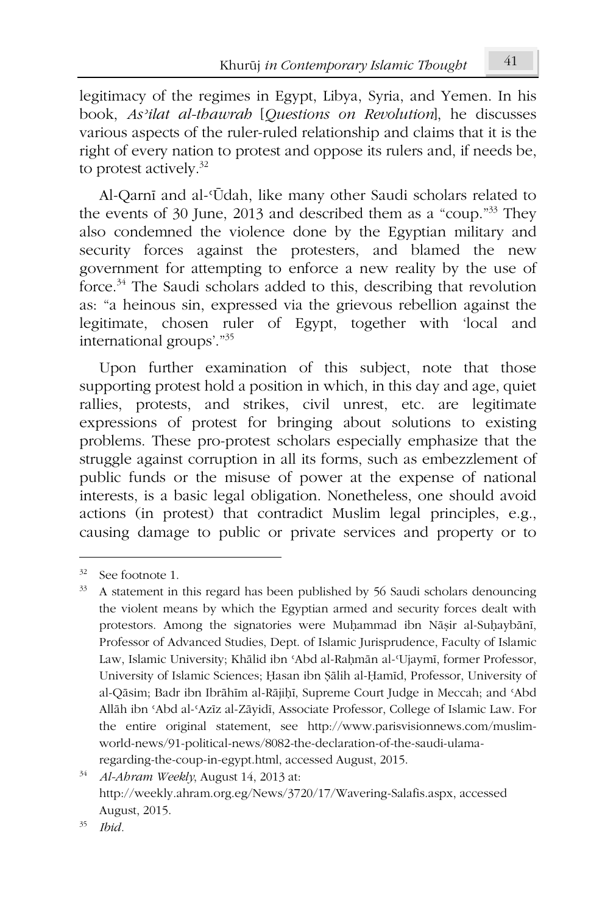legitimacy of the regimes in Egypt, Libya, Syria, and Yemen. In his book, *As'ilat al-thawrah* [*Questions on Revolution*], he discusses various aspects of the ruler-ruled relationship and claims that it is the right of every nation to protest and oppose its rulers and, if needs be, to protest actively.[32]

Al-Qarnī and al-ʿŪdah, like many other Saudi scholars related to the events of 30 June, 2013 and described them as a "coup."[33] They also condemned the violence done by the Egyptian military and security forces against the protesters, and blamed the new government for attempting to enforce a new reality by the use of force.[34] The Saudi scholars added to this, describing that revolution as: "a heinous sin, expressed via the grievous rebellion against the legitimate, chosen ruler of Egypt, together with 'local and international groups'."[35]

Upon further examination of this subject, note that those supporting protest hold a position in which, in this day and age, quiet rallies, protests, and strikes, civil unrest, etc. are legitimate expressions of protest for bringing about solutions to existing problems. These pro-protest scholars especially emphasize that the struggle against corruption in all its forms, such as embezzlement of public funds or the misuse of power at the expense of national interests, is a basic legal obligation. Nonetheless, one should avoid actions (in protest) that contradict Muslim legal principles, e.g., causing damage to public or private services and property or to

---

[32] See footnote 1.

[33] A statement in this regard has been published by 56 Saudi scholars denouncing the violent means by which the Egyptian armed and security forces dealt with protestors. Among the signatories were Muḥammad ibn Nāṣir al-Suḥaybānī, Professor of Advanced Studies, Dept. of Islamic Jurisprudence, Faculty of Islamic Law, Islamic University; Khālid ibn ʿAbd al-Raḥmān al-ʿUjaymī, former Professor, University of Islamic Sciences; Ḥasan ibn Ṣāliḥ al-Ḥamīd, Professor, University of al-Qāsim; Badr ibn Ibrāhīm al-Rājiḥī, Supreme Court Judge in Meccah; and ʿAbd Allāh ibn ʿAbd al-ʿAzīz al-Zāyidī, Associate Professor, College of Islamic Law. For the entire original statement, see http://www.parisvisionnews.com/muslim-world-news/91-political-news/8082-the-declaration-of-the-saudi-ulama-regarding-the-coup-in-egypt.html, accessed August, 2015.

[34] *Al-Ahram Weekly*, August 14, 2013 at: http://weekly.ahram.org.eg/News/3720/17/Wavering-Salafis.aspx, accessed August, 2015.

[35] *Ibid*.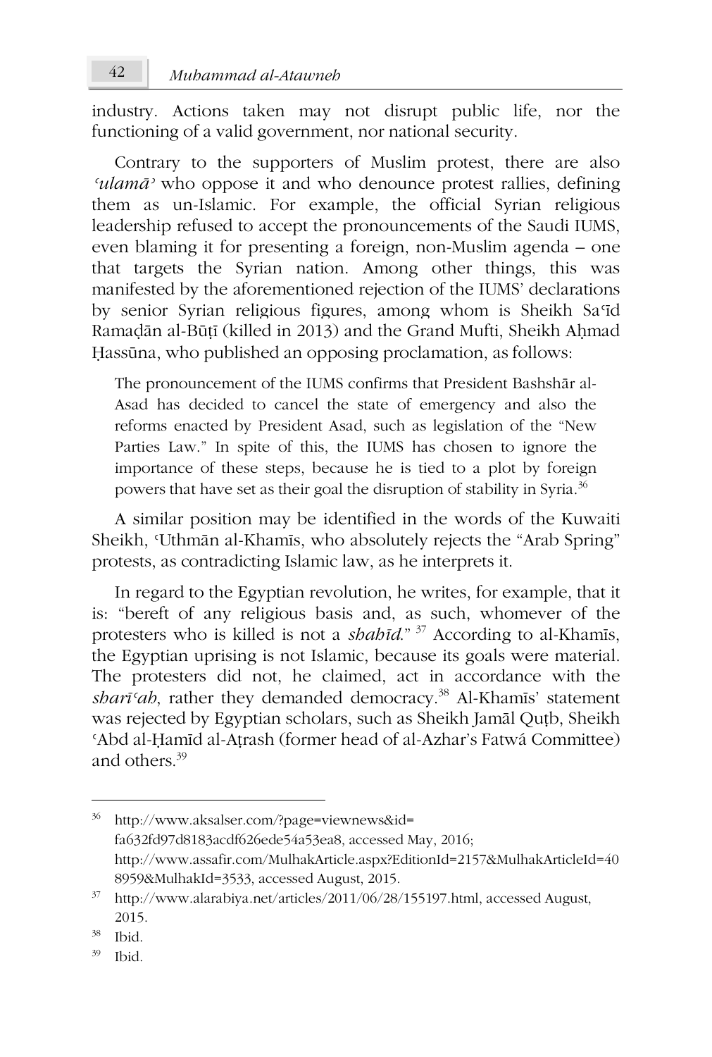industry. Actions taken may not disrupt public life, nor the functioning of a valid government, nor national security.

Contrary to the supporters of Muslim protest, there are also *ʿulamāʾ* who oppose it and who denounce protest rallies, defining them as un-Islamic. For example, the official Syrian religious leadership refused to accept the pronouncements of the Saudi IUMS, even blaming it for presenting a foreign, non-Muslim agenda – one that targets the Syrian nation. Among other things, this was manifested by the aforementioned rejection of the IUMS' declarations by senior Syrian religious figures, among whom is Sheikh Saʿīd Ramaḍān al-Būṭī (killed in 2013) and the Grand Mufti, Sheikh Aḥmad Ḥassūna, who published an opposing proclamation, as follows:

> The pronouncement of the IUMS confirms that President Bashshār al-Asad has decided to cancel the state of emergency and also the reforms enacted by President Asad, such as legislation of the "New Parties Law." In spite of this, the IUMS has chosen to ignore the importance of these steps, because he is tied to a plot by foreign powers that have set as their goal the disruption of stability in Syria.[36]

A similar position may be identified in the words of the Kuwaiti Sheikh, ʿUthmān al-Khamīs, who absolutely rejects the "Arab Spring" protests, as contradicting Islamic law, as he interprets it.

In regard to the Egyptian revolution, he writes, for example, that it is: "bereft of any religious basis and, as such, whomever of the protesters who is killed is not a *shahīd*." [37] According to al-Khamīs, the Egyptian uprising is not Islamic, because its goals were material. The protesters did not, he claimed, act in accordance with the *sharīʿah*, rather they demanded democracy.[38] Al-Khamīs' statement was rejected by Egyptian scholars, such as Sheikh Jamāl Quṭb, Sheikh ʿAbd al-Ḥamīd al-Aṭrash (former head of al-Azhar's Fatwá Committee) and others.[39]

---

[36] http://www.aksalser.com/?page=viewnews&id=fa632fd97d8183acdf626ede54a53ea8, accessed May, 2016; http://www.assafir.com/MulhakArticle.aspx?EditionId=2157&MulhakArticleId=408959&MulhakId=3533, accessed August, 2015.

[37] http://www.alarabiya.net/articles/2011/06/28/155197.html, accessed August, 2015.

[38] Ibid.

[39] Ibid.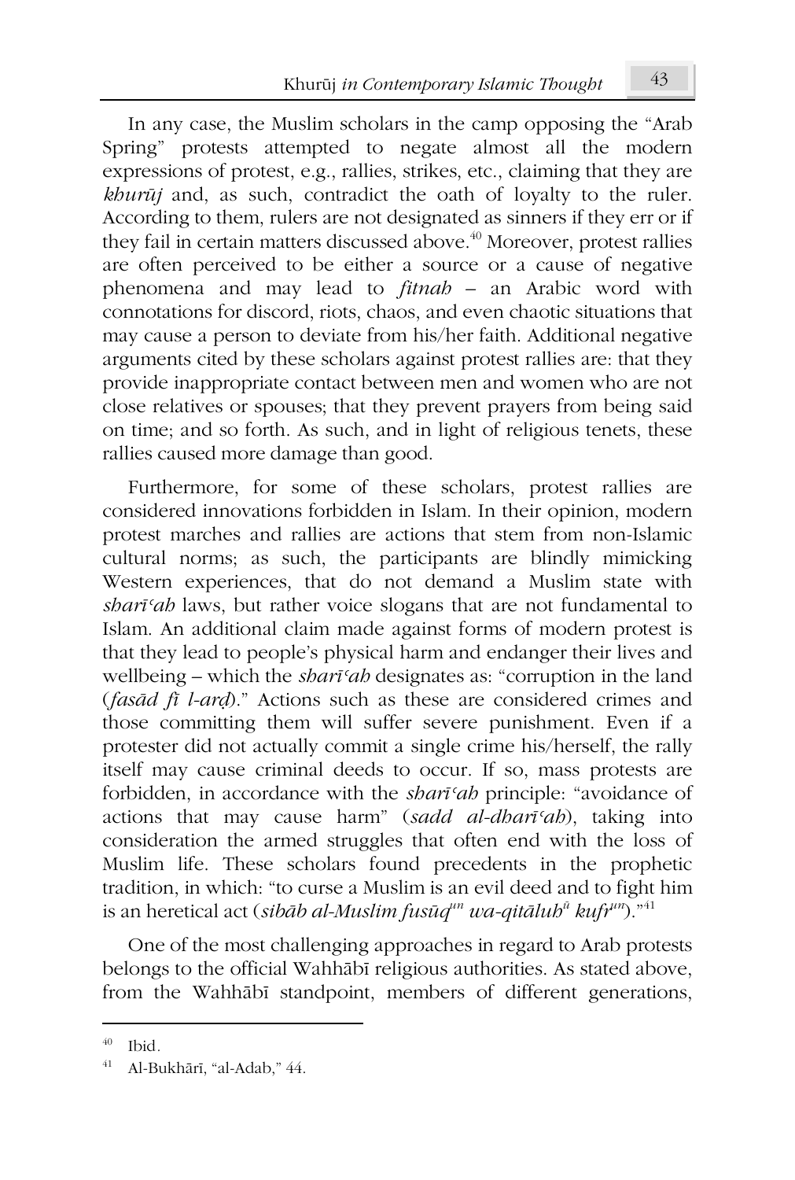In any case, the Muslim scholars in the camp opposing the "Arab Spring" protests attempted to negate almost all the modern expressions of protest, e.g., rallies, strikes, etc., claiming that they are *khurūj* and, as such, contradict the oath of loyalty to the ruler. According to them, rulers are not designated as sinners if they err or if they fail in certain matters discussed above.[40] Moreover, protest rallies are often perceived to be either a source or a cause of negative phenomena and may lead to *fitnah* – an Arabic word with connotations for discord, riots, chaos, and even chaotic situations that may cause a person to deviate from his/her faith. Additional negative arguments cited by these scholars against protest rallies are: that they provide inappropriate contact between men and women who are not close relatives or spouses; that they prevent prayers from being said on time; and so forth. As such, and in light of religious tenets, these rallies caused more damage than good.

Furthermore, for some of these scholars, protest rallies are considered innovations forbidden in Islam. In their opinion, modern protest marches and rallies are actions that stem from non-Islamic cultural norms; as such, the participants are blindly mimicking Western experiences, that do not demand a Muslim state with *sharīʿah* laws, but rather voice slogans that are not fundamental to Islam. An additional claim made against forms of modern protest is that they lead to people's physical harm and endanger their lives and wellbeing – which the *sharīʿah* designates as: "corruption in the land (*fasād fī l-arḍ*)." Actions such as these are considered crimes and those committing them will suffer severe punishment. Even if a protester did not actually commit a single crime his/herself, the rally itself may cause criminal deeds to occur. If so, mass protests are forbidden, in accordance with the *sharīʿah* principle: "avoidance of actions that may cause harm" (*sadd al-dharīʿah*), taking into consideration the armed struggles that often end with the loss of Muslim life. These scholars found precedents in the prophetic tradition, in which: "to curse a Muslim is an evil deed and to fight him is an heretical act (*sibāb al-Muslim fusūq*$^{un}$ *wa-qitāluh*$^{ū}$ *kufr*$^{un}$)."[41]

One of the most challenging approaches in regard to Arab protests belongs to the official Wahhābī religious authorities. As stated above, from the Wahhābī standpoint, members of different generations,

---

[40] Ibid.

[41] Al-Bukhārī, "al-Adab," 44.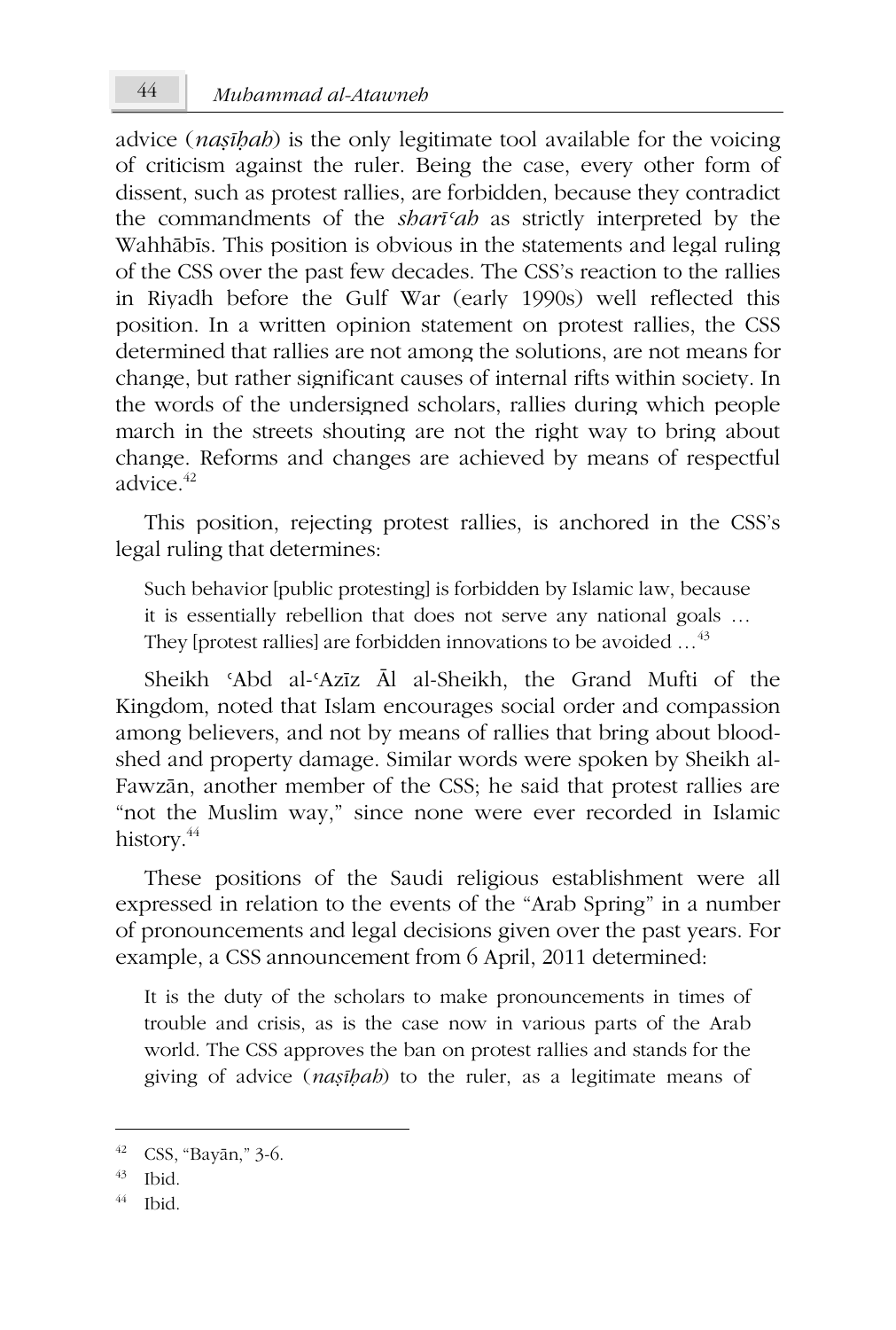advice (*naṣīḥah*) is the only legitimate tool available for the voicing of criticism against the ruler. Being the case, every other form of dissent, such as protest rallies, are forbidden, because they contradict the commandments of the *sharīʿah* as strictly interpreted by the Wahhābīs. This position is obvious in the statements and legal ruling of the CSS over the past few decades. The CSS's reaction to the rallies in Riyadh before the Gulf War (early 1990s) well reflected this position. In a written opinion statement on protest rallies, the CSS determined that rallies are not among the solutions, are not means for change, but rather significant causes of internal rifts within society. In the words of the undersigned scholars, rallies during which people march in the streets shouting are not the right way to bring about change. Reforms and changes are achieved by means of respectful advice.[42]

This position, rejecting protest rallies, is anchored in the CSS's legal ruling that determines:

> Such behavior [public protesting] is forbidden by Islamic law, because it is essentially rebellion that does not serve any national goals … They [protest rallies] are forbidden innovations to be avoided …[43]

Sheikh ʿAbd al-ʿAzīz Āl al-Sheikh, the Grand Mufti of the Kingdom, noted that Islam encourages social order and compassion among believers, and not by means of rallies that bring about bloodshed and property damage. Similar words were spoken by Sheikh al-Fawzān, another member of the CSS; he said that protest rallies are "not the Muslim way," since none were ever recorded in Islamic history.[44]

These positions of the Saudi religious establishment were all expressed in relation to the events of the "Arab Spring" in a number of pronouncements and legal decisions given over the past years. For example, a CSS announcement from 6 April, 2011 determined:

> It is the duty of the scholars to make pronouncements in times of trouble and crisis, as is the case now in various parts of the Arab world. The CSS approves the ban on protest rallies and stands for the giving of advice (*naṣīḥah*) to the ruler, as a legitimate means of

---

[42] CSS, "Bayān," 3-6.

[43] Ibid.

[44] Ibid.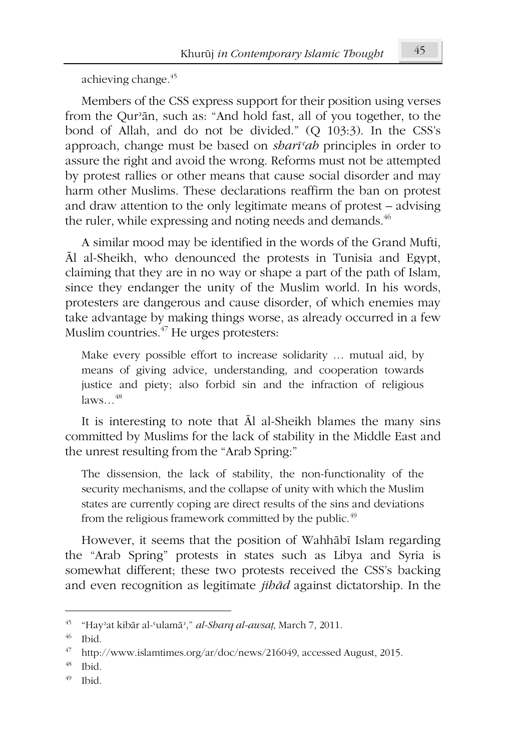achieving change.[45]

Members of the CSS express support for their position using verses from the Qurʾān, such as: "And hold fast, all of you together, to the bond of Allah, and do not be divided." (Q 103:3). In the CSS's approach, change must be based on *sharīʿah* principles in order to assure the right and avoid the wrong. Reforms must not be attempted by protest rallies or other means that cause social disorder and may harm other Muslims. These declarations reaffirm the ban on protest and draw attention to the only legitimate means of protest – advising the ruler, while expressing and noting needs and demands.[46]

A similar mood may be identified in the words of the Grand Mufti, Āl al-Sheikh, who denounced the protests in Tunisia and Egypt, claiming that they are in no way or shape a part of the path of Islam, since they endanger the unity of the Muslim world. In his words, protesters are dangerous and cause disorder, of which enemies may take advantage by making things worse, as already occurred in a few Muslim countries.[47] He urges protesters:

> Make every possible effort to increase solidarity … mutual aid, by means of giving advice, understanding, and cooperation towards justice and piety; also forbid sin and the infraction of religious laws…[48]

It is interesting to note that Āl al-Sheikh blames the many sins committed by Muslims for the lack of stability in the Middle East and the unrest resulting from the "Arab Spring:"

> The dissension, the lack of stability, the non-functionality of the security mechanisms, and the collapse of unity with which the Muslim states are currently coping are direct results of the sins and deviations from the religious framework committed by the public.[49]

However, it seems that the position of Wahhābī Islam regarding the "Arab Spring" protests in states such as Libya and Syria is somewhat different; these two protests received the CSS's backing and even recognition as legitimate *jihād* against dictatorship. In the

---

[45] "Hayʾat kibār al-ʿulamāʾ," *al-Sharq al-awsaṭ*, March 7, 2011.

[46] Ibid.

[47] http://www.islamtimes.org/ar/doc/news/216049, accessed August, 2015.

[48] Ibid.

[49] Ibid.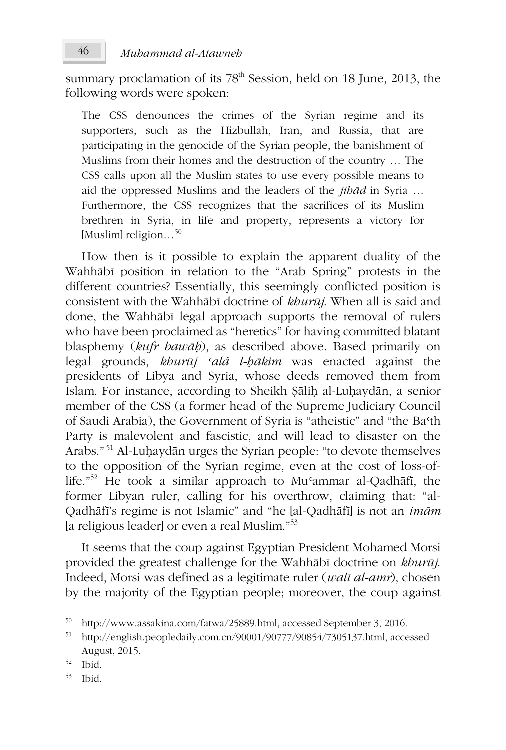summary proclamation of its 78th Session, held on 18 June, 2013, the following words were spoken:

> The CSS denounces the crimes of the Syrian regime and its supporters, such as the Hizbullah, Iran, and Russia, that are participating in the genocide of the Syrian people, the banishment of Muslims from their homes and the destruction of the country … The CSS calls upon all the Muslim states to use every possible means to aid the oppressed Muslims and the leaders of the *jihād* in Syria … Furthermore, the CSS recognizes that the sacrifices of its Muslim brethren in Syria, in life and property, represents a victory for [Muslim] religion…[50]

How then is it possible to explain the apparent duality of the Wahhābī position in relation to the "Arab Spring" protests in the different countries? Essentially, this seemingly conflicted position is consistent with the Wahhābī doctrine of *khurūj*. When all is said and done, the Wahhābī legal approach supports the removal of rulers who have been proclaimed as "heretics" for having committed blatant blasphemy (*kufr bawāḥ*), as described above. Based primarily on legal grounds, *khurūj ʿalá l-ḥākim* was enacted against the presidents of Libya and Syria, whose deeds removed them from Islam. For instance, according to Sheikh Ṣāliḥ al-Luḥaydān, a senior member of the CSS (a former head of the Supreme Judiciary Council of Saudi Arabia), the Government of Syria is "atheistic" and "the Baʿth Party is malevolent and fascistic, and will lead to disaster on the Arabs."[51] Al-Luḥaydān urges the Syrian people: "to devote themselves to the opposition of the Syrian regime, even at the cost of loss-of-life."[52] He took a similar approach to Muʿammar al-Qadhāfī, the former Libyan ruler, calling for his overthrow, claiming that: "al-Qadhāfī's regime is not Islamic" and "he [al-Qadhāfī] is not an *imām* [a religious leader] or even a real Muslim."[53]

It seems that the coup against Egyptian President Mohamed Morsi provided the greatest challenge for the Wahhābī doctrine on *khurūj*. Indeed, Morsi was defined as a legitimate ruler (*walī al-amr*), chosen by the majority of the Egyptian people; moreover, the coup against

---

50 http://www.assakina.com/fatwa/25889.html, accessed September 3, 2016.

51 http://english.peopledaily.com.cn/90001/90777/90854/7305137.html, accessed August, 2015.

52 Ibid.

53 Ibid.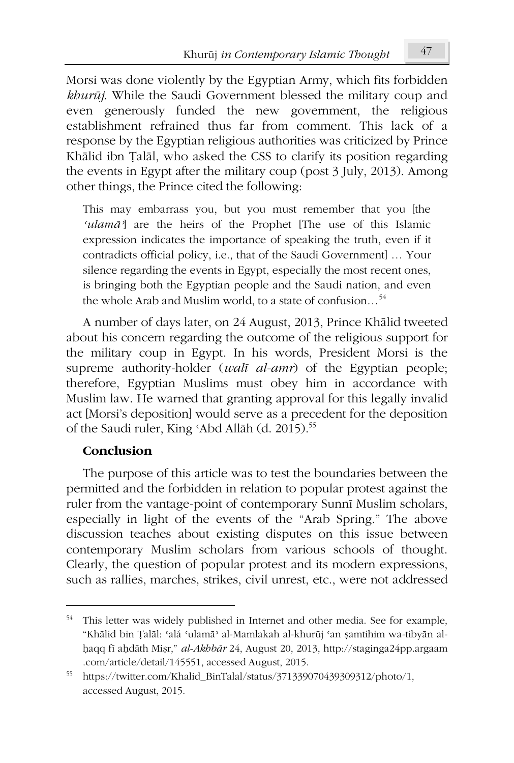Morsi was done violently by the Egyptian Army, which fits forbidden *khurūj*. While the Saudi Government blessed the military coup and even generously funded the new government, the religious establishment refrained thus far from comment. This lack of a response by the Egyptian religious authorities was criticized by Prince Khālid ibn Ṭalāl, who asked the CSS to clarify its position regarding the events in Egypt after the military coup (post 3 July, 2013). Among other things, the Prince cited the following:

> This may embarrass you, but you must remember that you [the *ʿulamāʾ*] are the heirs of the Prophet [The use of this Islamic expression indicates the importance of speaking the truth, even if it contradicts official policy, i.e., that of the Saudi Government] … Your silence regarding the events in Egypt, especially the most recent ones, is bringing both the Egyptian people and the Saudi nation, and even the whole Arab and Muslim world, to a state of confusion…[54]

A number of days later, on 24 August, 2013, Prince Khālid tweeted about his concern regarding the outcome of the religious support for the military coup in Egypt. In his words, President Morsi is the supreme authority-holder (*walī al-amr*) of the Egyptian people; therefore, Egyptian Muslims must obey him in accordance with Muslim law. He warned that granting approval for this legally invalid act [Morsi's deposition] would serve as a precedent for the deposition of the Saudi ruler, King ʿAbd Allāh (d. 2015).[55]

## Conclusion

The purpose of this article was to test the boundaries between the permitted and the forbidden in relation to popular protest against the ruler from the vantage-point of contemporary Sunnī Muslim scholars, especially in light of the events of the "Arab Spring." The above discussion teaches about existing disputes on this issue between contemporary Muslim scholars from various schools of thought. Clearly, the question of popular protest and its modern expressions, such as rallies, marches, strikes, civil unrest, etc., were not addressed

---

[54] This letter was widely published in Internet and other media. See for example, "Khālid bin Ṭalāl: ʿalá ʿulamāʾ al-Mamlakah al-khurūj ʿan ṣamtihim wa-tibyān al-ḥaqq fī aḥdāth Miṣr," *al-Akhbār* 24, August 20, 2013, http://staginga24pp.argaam.com/article/detail/145551, accessed August, 2015.

[55] https://twitter.com/Khalid_BinTalal/status/371339070439309312/photo/1, accessed August, 2015.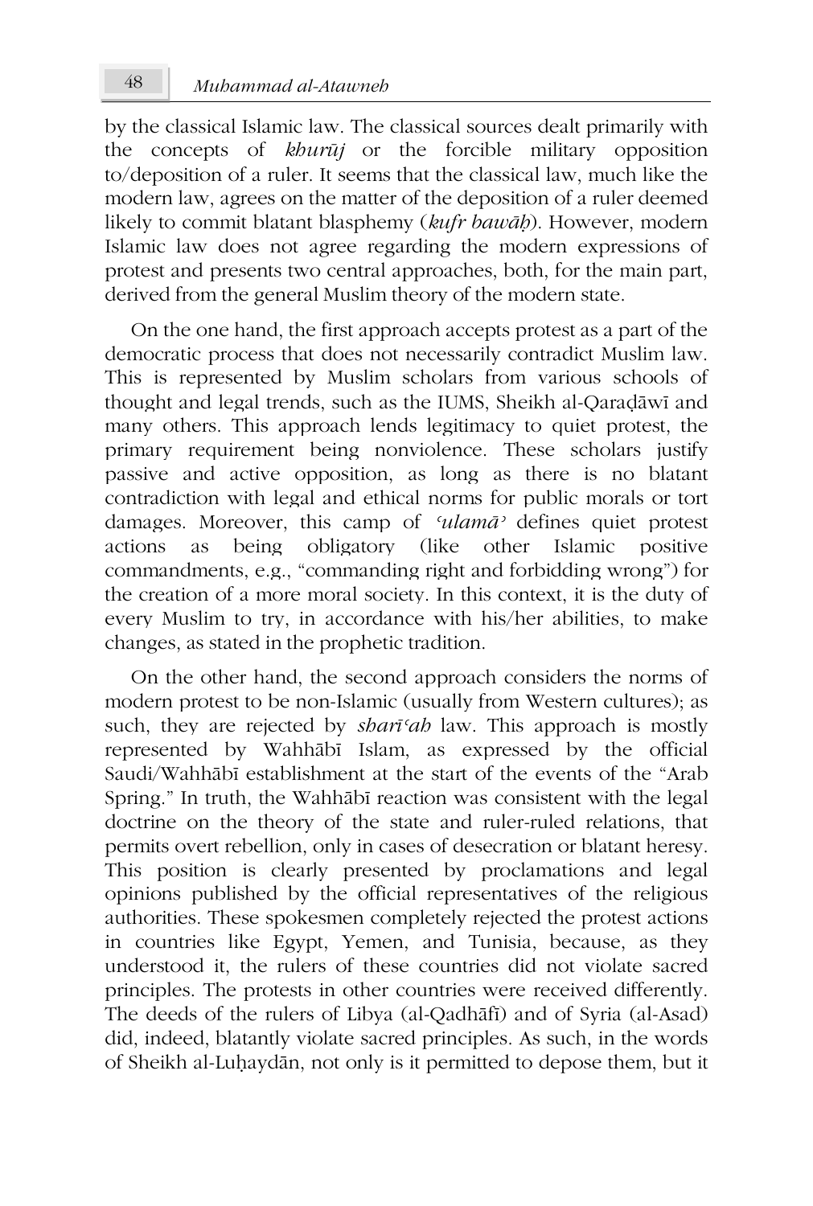by the classical Islamic law. The classical sources dealt primarily with the concepts of *khurūj* or the forcible military opposition to/deposition of a ruler. It seems that the classical law, much like the modern law, agrees on the matter of the deposition of a ruler deemed likely to commit blatant blasphemy (*kufr bawāḥ*). However, modern Islamic law does not agree regarding the modern expressions of protest and presents two central approaches, both, for the main part, derived from the general Muslim theory of the modern state.

On the one hand, the first approach accepts protest as a part of the democratic process that does not necessarily contradict Muslim law. This is represented by Muslim scholars from various schools of thought and legal trends, such as the IUMS, Sheikh al-Qaraḍāwī and many others. This approach lends legitimacy to quiet protest, the primary requirement being nonviolence. These scholars justify passive and active opposition, as long as there is no blatant contradiction with legal and ethical norms for public morals or tort damages. Moreover, this camp of *ʿulamāʾ* defines quiet protest actions as being obligatory (like other Islamic positive commandments, e.g., "commanding right and forbidding wrong") for the creation of a more moral society. In this context, it is the duty of every Muslim to try, in accordance with his/her abilities, to make changes, as stated in the prophetic tradition.

On the other hand, the second approach considers the norms of modern protest to be non-Islamic (usually from Western cultures); as such, they are rejected by *sharīʿah* law. This approach is mostly represented by Wahhābī Islam, as expressed by the official Saudi/Wahhābī establishment at the start of the events of the "Arab Spring." In truth, the Wahhābī reaction was consistent with the legal doctrine on the theory of the state and ruler-ruled relations, that permits overt rebellion, only in cases of desecration or blatant heresy. This position is clearly presented by proclamations and legal opinions published by the official representatives of the religious authorities. These spokesmen completely rejected the protest actions in countries like Egypt, Yemen, and Tunisia, because, as they understood it, the rulers of these countries did not violate sacred principles. The protests in other countries were received differently. The deeds of the rulers of Libya (al-Qadhāfī) and of Syria (al-Asad) did, indeed, blatantly violate sacred principles. As such, in the words of Sheikh al-Luḥaydān, not only is it permitted to depose them, but it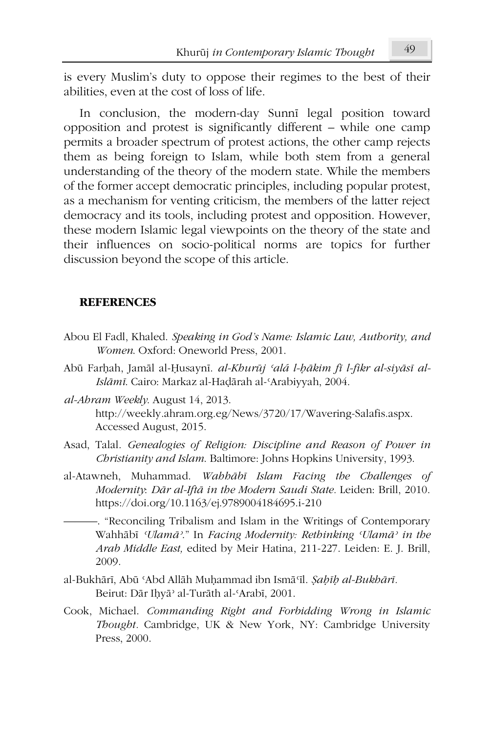is every Muslim's duty to oppose their regimes to the best of their abilities, even at the cost of loss of life.

In conclusion, the modern-day Sunnī legal position toward opposition and protest is significantly different – while one camp permits a broader spectrum of protest actions, the other camp rejects them as being foreign to Islam, while both stem from a general understanding of the theory of the modern state. While the members of the former accept democratic principles, including popular protest, as a mechanism for venting criticism, the members of the latter reject democracy and its tools, including protest and opposition. However, these modern Islamic legal viewpoints on the theory of the state and their influences on socio-political norms are topics for further discussion beyond the scope of this article.

## REFERENCES

Abou El Fadl, Khaled. *Speaking in God's Name: Islamic Law, Authority, and Women*. Oxford: Oneworld Press, 2001.

Abū Farḥah, Jamāl al-Ḥusaynī. *al-Khurūj ʿalá l-ḥākim fī l-fikr al-siyāsī al-Islāmī*. Cairo: Markaz al-Haḍārah al-ʿArabiyyah, 2004.

*al-Ahram Weekly*. August 14, 2013. http://weekly.ahram.org.eg/News/3720/17/Wavering-Salafis.aspx. Accessed August, 2015.

Asad, Talal. *Genealogies of Religion: Discipline and Reason of Power in Christianity and Islam*. Baltimore: Johns Hopkins University, 1993.

al-Atawneh, Muhammad. *Wahhābī Islam Facing the Challenges of Modernity: Dār al-Iftā in the Modern Saudi State*. Leiden: Brill, 2010. https://doi.org/10.1163/ej.9789004184695.i-210

———. "Reconciling Tribalism and Islam in the Writings of Contemporary Wahhābī *ʿUlamāʾ*." In *Facing Modernity: Rethinking ʿUlamāʾ in the Arab Middle East,* edited by Meir Hatina, 211-227. Leiden: E. J. Brill, 2009.

al-Bukhārī, Abū ʿAbd Allāh Muḥammad ibn Ismāʿīl. *Ṣaḥīḥ al-Bukhārī*. Beirut: Dār Iḥyāʾ al-Turāth al-ʿArabī, 2001.

Cook, Michael. *Commanding Right and Forbidding Wrong in Islamic Thought*. Cambridge, UK & New York, NY: Cambridge University Press, 2000.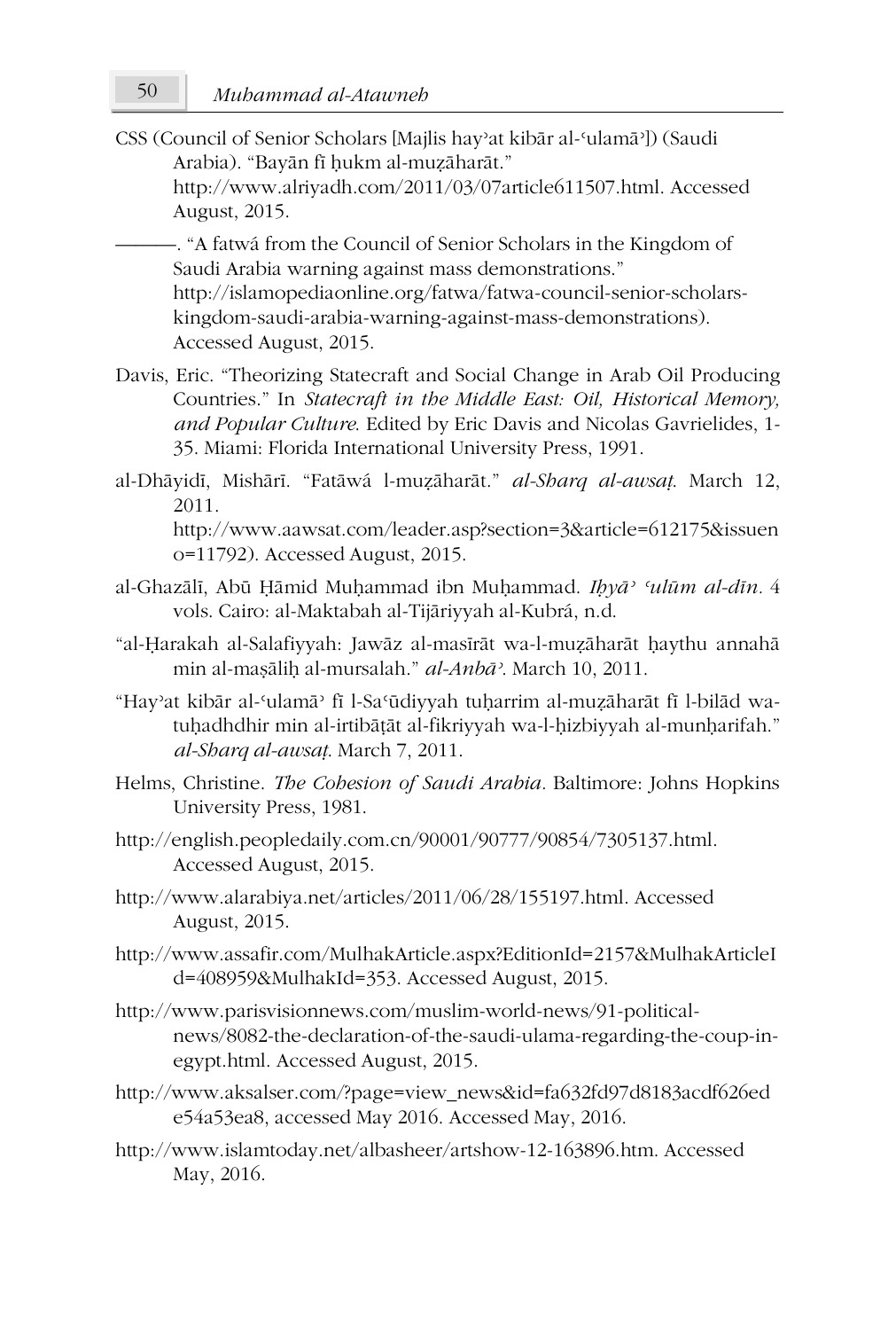CSS (Council of Senior Scholars [Majlis hayʾat kibār al-ʿulamāʾ]) (Saudi Arabia). "Bayān fī ḥukm al-muẓāharāt." http://www.alriyadh.com/2011/03/07article611507.html. Accessed August, 2015.

———. "A fatwá from the Council of Senior Scholars in the Kingdom of Saudi Arabia warning against mass demonstrations." http://islamopediaonline.org/fatwa/fatwa-council-senior-scholars-kingdom-saudi-arabia-warning-against-mass-demonstrations). Accessed August, 2015.

Davis, Eric. "Theorizing Statecraft and Social Change in Arab Oil Producing Countries." In *Statecraft in the Middle East: Oil, Historical Memory, and Popular Culture*. Edited by Eric Davis and Nicolas Gavrielides, 1-35. Miami: Florida International University Press, 1991.

al-Dhāyidī, Mishārī. "Fatāwá l-muẓāharāt." *al-Sharq al-awsaṭ*. March 12, 2011. http://www.aawsat.com/leader.asp?section=3&article=612175&issueno=11792). Accessed August, 2015.

al-Ghazālī, Abū Ḥāmid Muḥammad ibn Muḥammad. *Iḥyāʾ ʿulūm al-dīn*. 4 vols. Cairo: al-Maktabah al-Tijāriyyah al-Kubrá, n.d.

"al-Ḥarakah al-Salafiyyah: Jawāz al-masīrāt wa-l-muẓāharāt ḥaythu annahā min al-maṣāliḥ al-mursalah." *al-Anbāʾ*. March 10, 2011.

"Hayʾat kibār al-ʿulamāʾ fī l-Saʿūdiyyah tuḥarrim al-muẓāharāt fī l-bilād wa-tuḥadhdhir min al-irtibāṭāt al-fikriyyah wa-l-ḥizbiyyah al-munḥarifah." *al-Sharq al-awsaṭ*. March 7, 2011.

Helms, Christine. *The Cohesion of Saudi Arabia*. Baltimore: Johns Hopkins University Press, 1981.

http://english.peopledaily.com.cn/90001/90777/90854/7305137.html. Accessed August, 2015.

http://www.alarabiya.net/articles/2011/06/28/155197.html. Accessed August, 2015.

http://www.assafir.com/MulhakArticle.aspx?EditionId=2157&MulhakArticleId=408959&MulhakId=353. Accessed August, 2015.

http://www.parisvisionnews.com/muslim-world-news/91-political-news/8082-the-declaration-of-the-saudi-ulama-regarding-the-coup-in-egypt.html. Accessed August, 2015.

http://www.aksalser.com/?page=view_news&id=fa632fd97d8183acdf626ede54a53ea8, accessed May 2016. Accessed May, 2016.

http://www.islamtoday.net/albasheer/artshow-12-163896.htm. Accessed May, 2016.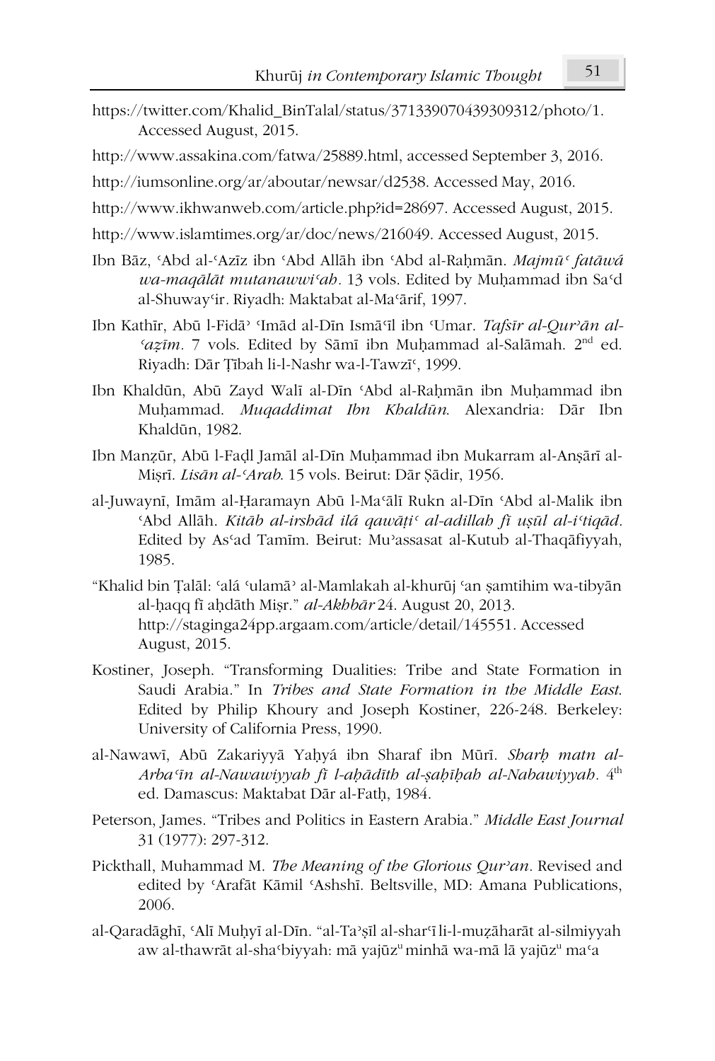https://twitter.com/Khalid_BinTalal/status/371339070439309312/photo/1. Accessed August, 2015.

http://www.assakina.com/fatwa/25889.html, accessed September 3, 2016.

http://iumsonline.org/ar/aboutar/newsar/d2538. Accessed May, 2016.

http://www.ikhwanweb.com/article.php?id=28697. Accessed August, 2015.

http://www.islamtimes.org/ar/doc/news/216049. Accessed August, 2015.

Ibn Bāz, ʿAbd al-ʿAzīz ibn ʿAbd Allāh ibn ʿAbd al-Raḥmān. *Majmūʿ fatāwā wa-maqālāt mutanawwiʿah*. 13 vols. Edited by Muḥammad ibn Saʿd al-Shuwayʿir. Riyadh: Maktabat al-Maʿārif, 1997.

Ibn Kathīr, Abū l-Fidāʾ ʿImād al-Dīn Ismāʿīl ibn ʿUmar. *Tafsīr al-Qurʾān al-ʿaẓīm*. 7 vols. Edited by Sāmī ibn Muḥammad al-Salāmah. 2nd ed. Riyadh: Dār Ṭībah li-l-Nashr wa-l-Tawzīʿ, 1999.

Ibn Khaldūn, Abū Zayd Walī al-Dīn ʿAbd al-Raḥmān ibn Muḥammad ibn Muḥammad. *Muqaddimat Ibn Khaldūn*. Alexandria: Dār Ibn Khaldūn, 1982.

Ibn Manẓūr, Abū l-Faḍl Jamāl al-Dīn Muḥammad ibn Mukarram al-Anṣārī al-Miṣrī. *Lisān al-ʿArab*. 15 vols. Beirut: Dār Ṣādir, 1956.

al-Juwaynī, Imām al-Ḥaramayn Abū l-Maʿālī Rukn al-Dīn ʿAbd al-Malik ibn ʿAbd Allāh. *Kitāb al-irshād ilá qawāṭiʿ al-adillah fī uṣūl al-iʿtiqād*. Edited by Asʿad Tamīm. Beirut: Muʾassasat al-Kutub al-Thaqāfiyyah, 1985.

"Khalid bin Ṭalāl: ʿalá ʿulamāʾ al-Mamlakah al-khurūj ʿan ṣamtihim wa-tibyān al-ḥaqq fī aḥdāth Miṣr." *al-Akhbār* 24. August 20, 2013. http://staginga24pp.argaam.com/article/detail/145551. Accessed August, 2015.

Kostiner, Joseph. "Transforming Dualities: Tribe and State Formation in Saudi Arabia." In *Tribes and State Formation in the Middle East*. Edited by Philip Khoury and Joseph Kostiner, 226-248. Berkeley: University of California Press, 1990.

al-Nawawī, Abū Zakariyyā Yaḥyá ibn Sharaf ibn Mūrī. *Sharḥ matn al-Arbaʿīn al-Nawawiyyah fī l-aḥādīth al-ṣaḥīḥah al-Nabawiyyah*. 4th ed. Damascus: Maktabat Dār al-Fatḥ, 1984.

Peterson, James. "Tribes and Politics in Eastern Arabia." *Middle East Journal* 31 (1977): 297-312.

Pickthall, Muhammad M. *The Meaning of the Glorious Qurʾan*. Revised and edited by ʿArafāt Kāmil ʿAshshī. Beltsville, MD: Amana Publications, 2006.

al-Qaradāghī, ʿAlī Muḥyī al-Dīn. "al-Taʾṣīl al-sharʿī li-l-muẓāharāt al-silmiyyah aw al-thawrāt al-shaʿbiyyah: mā yajūzᵘ minhā wa-mā lā yajūzᵘ maʿa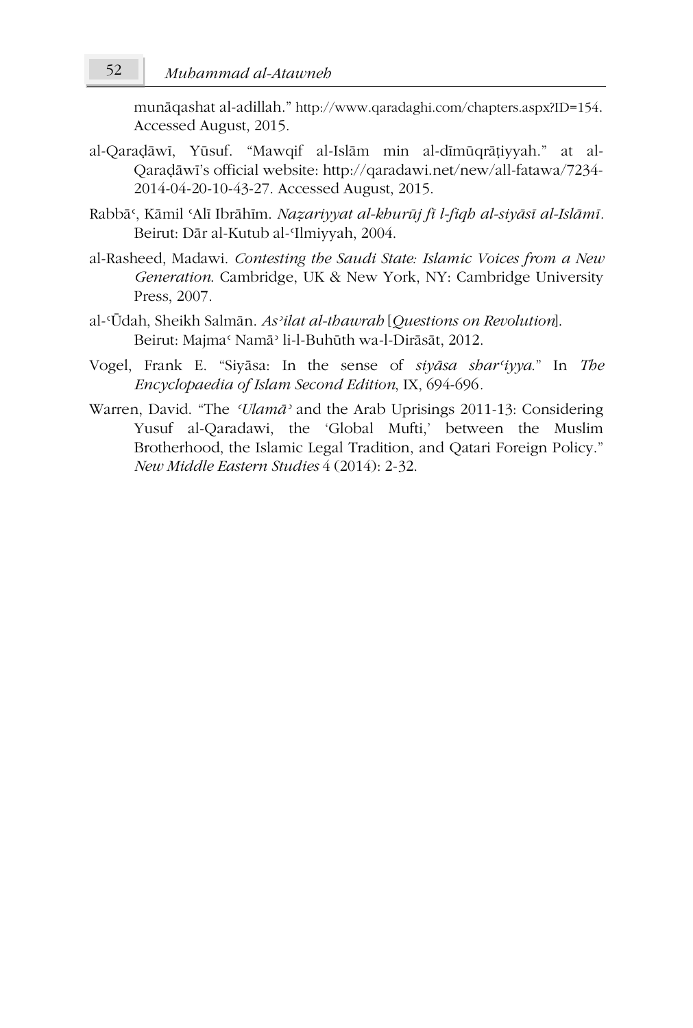munāqashat al-adillah." http://www.qaradaghi.com/chapters.aspx?ID=154. Accessed August, 2015.

al-Qaraḍāwī, Yūsuf. "Mawqif al-Islām min al-dīmūqrāṭiyyah." at al-Qaraḍāwī's official website: http://qaradawi.net/new/all-fatawa/7234-2014-04-20-10-43-27. Accessed August, 2015.

Rabbāʿ, Kāmil ʿAlī Ibrāhīm. *Naẓariyyat al-khurūj fī l-fiqh al-siyāsī al-Islāmī*. Beirut: Dār al-Kutub al-ʿIlmiyyah, 2004.

al-Rasheed, Madawi. *Contesting the Saudi State: Islamic Voices from a New Generation*. Cambridge, UK & New York, NY: Cambridge University Press, 2007.

al-ʿŪdah, Sheikh Salmān. *Asʾilat al-thawrah* [*Questions on Revolution*]. Beirut: Majmaʿ Namāʾ li-l-Buhūth wa-l-Dirāsāt, 2012.

Vogel, Frank E. "Siyāsa: In the sense of *siyāsa sharʿiyya*." In *The Encyclopaedia of Islam Second Edition*, IX, 694-696.

Warren, David. "The *ʿUlamāʾ* and the Arab Uprisings 2011-13: Considering Yusuf al-Qaradawi, the 'Global Mufti,' between the Muslim Brotherhood, the Islamic Legal Tradition, and Qatari Foreign Policy." *New Middle Eastern Studies* 4 (2014): 2-32.